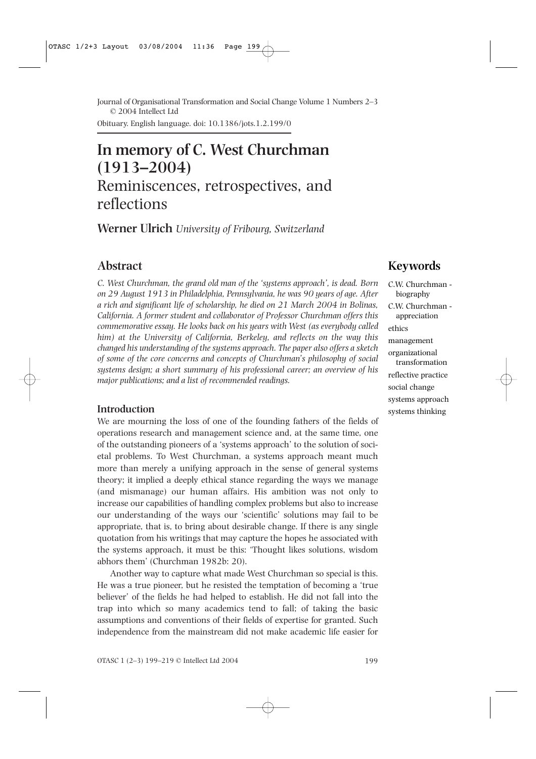Journal of Organisational Transformation and Social Change Volume 1 Numbers 2–3
© 2004 Intellect Ltd

Obituary. English language. doi: 10.1386/jots.1.2.199/0

# In memory of C. West Churchman (1913–2004)

## Reminiscences, retrospectives, and reflections

**Werner Ulrich** *University of Fribourg, Switzerland*

## Abstract

*C. West Churchman, the grand old man of the 'systems approach', is dead. Born on 29 August 1913 in Philadelphia, Pennsylvania, he was 90 years of age. After a rich and significant life of scholarship, he died on 21 March 2004 in Bolinas, California. A former student and collaborator of Professor Churchman offers this commemorative essay. He looks back on his years with West (as everybody called him) at the University of California, Berkeley, and reflects on the way this changed his understanding of the systems approach. The paper also offers a sketch of some of the core concerns and concepts of Churchman's philosophy of social systems design; a short summary of his professional career; an overview of his major publications; and a list of recommended readings.*

## Keywords

C.W. Churchman - biography
C.W. Churchman - appreciation
ethics
management
organizational transformation
reflective practice
social change
systems approach
systems thinking

### Introduction

We are mourning the loss of one of the founding fathers of the fields of operations research and management science and, at the same time, one of the outstanding pioneers of a 'systems approach' to the solution of societal problems. To West Churchman, a systems approach meant much more than merely a unifying approach in the sense of general systems theory; it implied a deeply ethical stance regarding the ways we manage (and mismanage) our human affairs. His ambition was not only to increase our capabilities of handling complex problems but also to increase our understanding of the ways our 'scientific' solutions may fail to be appropriate, that is, to bring about desirable change. If there is any single quotation from his writings that may capture the hopes he associated with the systems approach, it must be this: 'Thought likes solutions, wisdom abhors them' (Churchman 1982b: 20).

Another way to capture what made West Churchman so special is this. He was a true pioneer, but he resisted the temptation of becoming a 'true believer' of the fields he had helped to establish. He did not fall into the trap into which so many academics tend to fall; of taking the basic assumptions and conventions of their fields of expertise for granted. Such independence from the mainstream did not make academic life easier for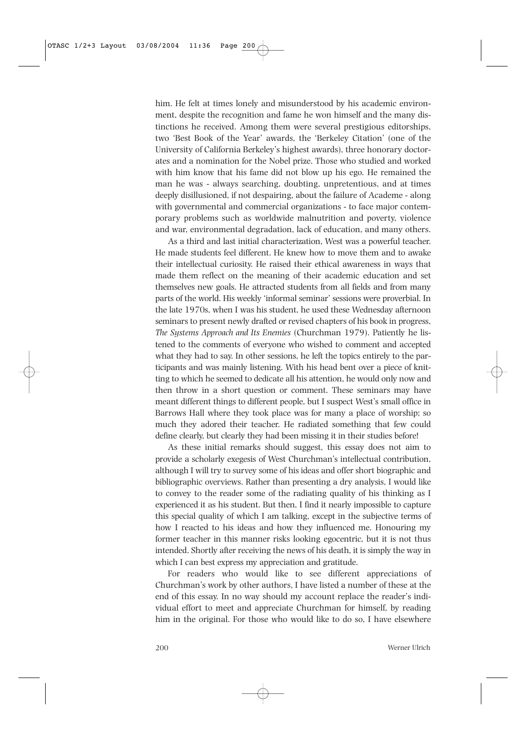him. He felt at times lonely and misunderstood by his academic environment, despite the recognition and fame he won himself and the many distinctions he received. Among them were several prestigious editorships, two 'Best Book of the Year' awards, the 'Berkeley Citation' (one of the University of California Berkeley's highest awards), three honorary doctorates and a nomination for the Nobel prize. Those who studied and worked with him know that his fame did not blow up his ego. He remained the man he was - always searching, doubting, unpretentious, and at times deeply disillusioned, if not despairing, about the failure of Academe - along with governmental and commercial organizations - to face major contemporary problems such as worldwide malnutrition and poverty, violence and war, environmental degradation, lack of education, and many others.

As a third and last initial characterization, West was a powerful teacher. He made students feel different. He knew how to move them and to awake their intellectual curiosity. He raised their ethical awareness in ways that made them reflect on the meaning of their academic education and set themselves new goals. He attracted students from all fields and from many parts of the world. His weekly 'informal seminar' sessions were proverbial. In the late 1970s, when I was his student, he used these Wednesday afternoon seminars to present newly drafted or revised chapters of his book in progress, *The Systems Approach and Its Enemies* (Churchman 1979). Patiently he listened to the comments of everyone who wished to comment and accepted what they had to say. In other sessions, he left the topics entirely to the participants and was mainly listening. With his head bent over a piece of knitting to which he seemed to dedicate all his attention, he would only now and then throw in a short question or comment. These seminars may have meant different things to different people, but I suspect West's small office in Barrows Hall where they took place was for many a place of worship; so much they adored their teacher. He radiated something that few could define clearly, but clearly they had been missing it in their studies before!

As these initial remarks should suggest, this essay does not aim to provide a scholarly exegesis of West Churchman's intellectual contribution, although I will try to survey some of his ideas and offer short biographic and bibliographic overviews. Rather than presenting a dry analysis, I would like to convey to the reader some of the radiating quality of his thinking as I experienced it as his student. But then, I find it nearly impossible to capture this special quality of which I am talking, except in the subjective terms of how I reacted to his ideas and how they influenced me. Honouring my former teacher in this manner risks looking egocentric, but it is not thus intended. Shortly after receiving the news of his death, it is simply the way in which I can best express my appreciation and gratitude.

For readers who would like to see different appreciations of Churchman's work by other authors, I have listed a number of these at the end of this essay. In no way should my account replace the reader's individual effort to meet and appreciate Churchman for himself, by reading him in the original. For those who would like to do so, I have elsewhere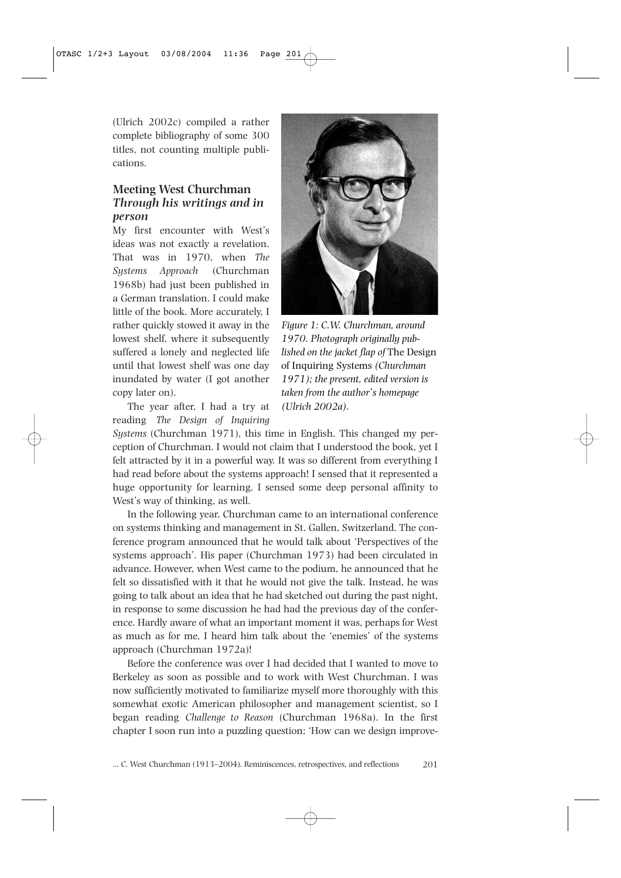(Ulrich 2002c) compiled a rather complete bibliography of some 300 titles, not counting multiple publications.

## Meeting West Churchman
### *Through his writings and in person*

My first encounter with West's ideas was not exactly a revelation. That was in 1970, when *The Systems Approach* (Churchman 1968b) had just been published in a German translation. I could make little of the book. More accurately, I rather quickly stowed it away in the lowest shelf, where it subsequently suffered a lonely and neglected life until that lowest shelf was one day inundated by water (I got another copy later on).

*Figure 1: C.W. Churchman, around 1970. Photograph originally published on the jacket flap of* The Design of Inquiring Systems *(Churchman 1971); the present, edited version is taken from the author's homepage (Ulrich 2002a).*

The year after, I had a try at reading *The Design of Inquiring Systems* (Churchman 1971), this time in English. This changed my perception of Churchman. I would not claim that I understood the book, yet I felt attracted by it in a powerful way. It was so different from everything I had read before about the systems approach! I sensed that it represented a huge opportunity for learning. I sensed some deep personal affinity to West's way of thinking, as well.

In the following year, Churchman came to an international conference on systems thinking and management in St. Gallen, Switzerland. The conference program announced that he would talk about 'Perspectives of the systems approach'. His paper (Churchman 1973) had been circulated in advance. However, when West came to the podium, he announced that he felt so dissatisfied with it that he would not give the talk. Instead, he was going to talk about an idea that he had sketched out during the past night, in response to some discussion he had had the previous day of the conference. Hardly aware of what an important moment it was, perhaps for West as much as for me, I heard him talk about the 'enemies' of the systems approach (Churchman 1972a)!

Before the conference was over I had decided that I wanted to move to Berkeley as soon as possible and to work with West Churchman. I was now sufficiently motivated to familiarize myself more thoroughly with this somewhat exotic American philosopher and management scientist, so I began reading *Challenge to Reason* (Churchman 1968a). In the first chapter I soon run into a puzzling question: 'How can we design improve-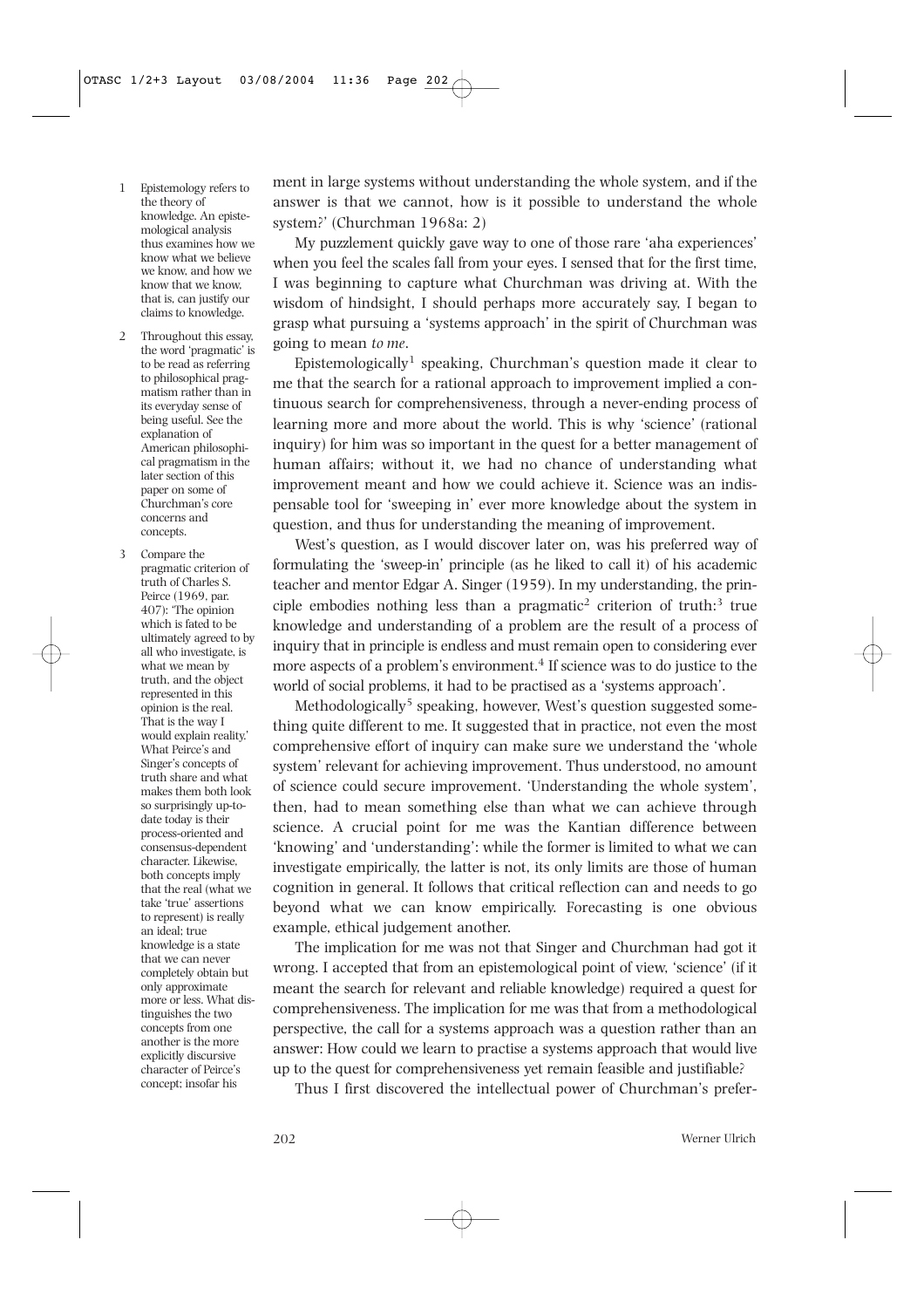ment in large systems without understanding the whole system, and if the answer is that we cannot, how is it possible to understand the whole system?' (Churchman 1968a: 2)

My puzzlement quickly gave way to one of those rare 'aha experiences' when you feel the scales fall from your eyes. I sensed that for the first time, I was beginning to capture what Churchman was driving at. With the wisdom of hindsight, I should perhaps more accurately say, I began to grasp what pursuing a 'systems approach' in the spirit of Churchman was going to mean *to me*.

Epistemologically[1] speaking, Churchman's question made it clear to me that the search for a rational approach to improvement implied a continuous search for comprehensiveness, through a never-ending process of learning more and more about the world. This is why 'science' (rational inquiry) for him was so important in the quest for a better management of human affairs; without it, we had no chance of understanding what improvement meant and how we could achieve it. Science was an indispensable tool for 'sweeping in' ever more knowledge about the system in question, and thus for understanding the meaning of improvement.

West's question, as I would discover later on, was his preferred way of formulating the 'sweep-in' principle (as he liked to call it) of his academic teacher and mentor Edgar A. Singer (1959). In my understanding, the principle embodies nothing less than a pragmatic[2] criterion of truth:[3] true knowledge and understanding of a problem are the result of a process of inquiry that in principle is endless and must remain open to considering ever more aspects of a problem's environment.[4] If science was to do justice to the world of social problems, it had to be practised as a 'systems approach'.

Methodologically[5] speaking, however, West's question suggested something quite different to me. It suggested that in practice, not even the most comprehensive effort of inquiry can make sure we understand the 'whole system' relevant for achieving improvement. Thus understood, no amount of science could secure improvement. 'Understanding the whole system', then, had to mean something else than what we can achieve through science. A crucial point for me was the Kantian difference between 'knowing' and 'understanding': while the former is limited to what we can investigate empirically, the latter is not, its only limits are those of human cognition in general. It follows that critical reflection can and needs to go beyond what we can know empirically. Forecasting is one obvious example, ethical judgement another.

The implication for me was not that Singer and Churchman had got it wrong. I accepted that from an epistemological point of view, 'science' (if it meant the search for relevant and reliable knowledge) required a quest for comprehensiveness. The implication for me was that from a methodological perspective, the call for a systems approach was a question rather than an answer: How could we learn to practise a systems approach that would live up to the quest for comprehensiveness yet remain feasible and justifiable?

Thus I first discovered the intellectual power of Churchman's prefer-

---

1 Epistemology refers to the theory of knowledge. An epistemological analysis thus examines how we know what we believe we know, and how we know that we know, that is, can justify our claims to knowledge.

2 Throughout this essay, the word 'pragmatic' is to be read as referring to philosophical pragmatism rather than in its everyday sense of being useful. See the explanation of American philosophical pragmatism in the later section of this paper on some of Churchman's core concerns and concepts.

3 Compare the pragmatic criterion of truth of Charles S. Peirce (1969, par. 407): 'The opinion which is fated to be ultimately agreed to by all who investigate, is what we mean by truth, and the object represented in this opinion is the real. That is the way I would explain reality.' What Peirce's and Singer's concepts of truth share and what makes them both look so surprisingly up-to-date today is their process-oriented and consensus-dependent character. Likewise, both concepts imply that the real (what we take 'true' assertions to represent) is really an ideal; true knowledge is a state that we can never completely obtain but only approximate more or less. What distinguishes the two concepts from one another is the more explicitly discursive character of Peirce's concept; insofar his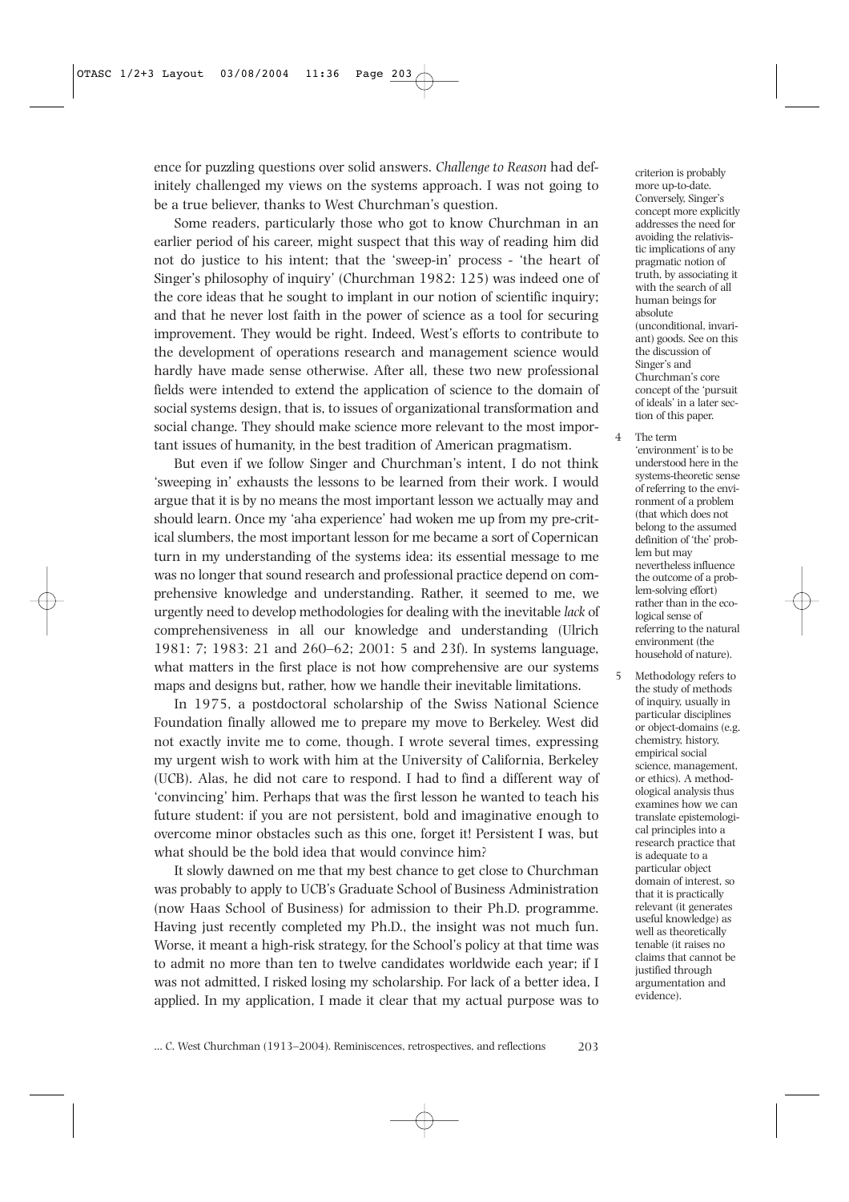ence for puzzling questions over solid answers. *Challenge to Reason* had definitely challenged my views on the systems approach. I was not going to be a true believer, thanks to West Churchman's question.

Some readers, particularly those who got to know Churchman in an earlier period of his career, might suspect that this way of reading him did not do justice to his intent; that the 'sweep-in' process - 'the heart of Singer's philosophy of inquiry' (Churchman 1982: 125) was indeed one of the core ideas that he sought to implant in our notion of scientific inquiry; and that he never lost faith in the power of science as a tool for securing improvement. They would be right. Indeed, West's efforts to contribute to the development of operations research and management science would hardly have made sense otherwise. After all, these two new professional fields were intended to extend the application of science to the domain of social systems design, that is, to issues of organizational transformation and social change. They should make science more relevant to the most important issues of humanity, in the best tradition of American pragmatism.

But even if we follow Singer and Churchman's intent, I do not think 'sweeping in' exhausts the lessons to be learned from their work. I would argue that it is by no means the most important lesson we actually may and should learn. Once my 'aha experience' had woken me up from my pre-critical slumbers, the most important lesson for me became a sort of Copernican turn in my understanding of the systems idea: its essential message to me was no longer that sound research and professional practice depend on comprehensive knowledge and understanding. Rather, it seemed to me, we urgently need to develop methodologies for dealing with the inevitable *lack* of comprehensiveness in all our knowledge and understanding (Ulrich 1981: 7; 1983: 21 and 260–62; 2001: 5 and 23f). In systems language, what matters in the first place is not how comprehensive are our systems maps and designs but, rather, how we handle their inevitable limitations.

In 1975, a postdoctoral scholarship of the Swiss National Science Foundation finally allowed me to prepare my move to Berkeley. West did not exactly invite me to come, though. I wrote several times, expressing my urgent wish to work with him at the University of California, Berkeley (UCB). Alas, he did not care to respond. I had to find a different way of 'convincing' him. Perhaps that was the first lesson he wanted to teach his future student: if you are not persistent, bold and imaginative enough to overcome minor obstacles such as this one, forget it! Persistent I was, but what should be the bold idea that would convince him?

It slowly dawned on me that my best chance to get close to Churchman was probably to apply to UCB's Graduate School of Business Administration (now Haas School of Business) for admission to their Ph.D. programme. Having just recently completed my Ph.D., the insight was not much fun. Worse, it meant a high-risk strategy, for the School's policy at that time was to admit no more than ten to twelve candidates worldwide each year; if I was not admitted, I risked losing my scholarship. For lack of a better idea, I applied. In my application, I made it clear that my actual purpose was to

criterion is probably more up-to-date. Conversely, Singer's concept more explicitly addresses the need for avoiding the relativistic implications of any pragmatic notion of truth, by associating it with the search of all human beings for absolute (unconditional, invariant) goods. See on this the discussion of Singer's and Churchman's core concept of the 'pursuit of ideals' in a later section of this paper.

4 The term 'environment' is to be understood here in the systems-theoretic sense of referring to the environment of a problem (that which does not belong to the assumed definition of 'the' problem but may nevertheless influence the outcome of a problem-solving effort) rather than in the ecological sense of referring to the natural environment (the household of nature).

5 Methodology refers to the study of methods of inquiry, usually in particular disciplines or object-domains (e.g. chemistry, history, empirical social science, management, or ethics). A methodological analysis thus examines how we can translate epistemological principles into a research practice that is adequate to a particular object domain of interest, so that it is practically relevant (it generates useful knowledge) as well as theoretically tenable (it raises no claims that cannot be justified through argumentation and evidence).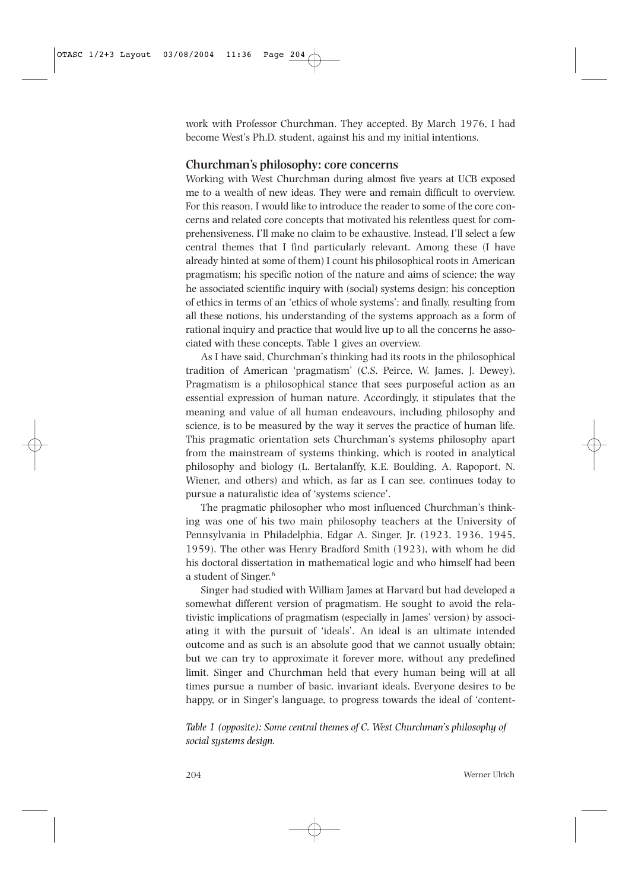work with Professor Churchman. They accepted. By March 1976, I had become West's Ph.D. student, against his and my initial intentions.

## Churchman's philosophy: core concerns

Working with West Churchman during almost five years at UCB exposed me to a wealth of new ideas. They were and remain difficult to overview. For this reason, I would like to introduce the reader to some of the core concerns and related core concepts that motivated his relentless quest for comprehensiveness. I'll make no claim to be exhaustive. Instead, I'll select a few central themes that I find particularly relevant. Among these (I have already hinted at some of them) I count his philosophical roots in American pragmatism; his specific notion of the nature and aims of science; the way he associated scientific inquiry with (social) systems design; his conception of ethics in terms of an 'ethics of whole systems'; and finally, resulting from all these notions, his understanding of the systems approach as a form of rational inquiry and practice that would live up to all the concerns he associated with these concepts. Table 1 gives an overview.

As I have said, Churchman's thinking had its roots in the philosophical tradition of American 'pragmatism' (C.S. Peirce, W. James, J. Dewey). Pragmatism is a philosophical stance that sees purposeful action as an essential expression of human nature. Accordingly, it stipulates that the meaning and value of all human endeavours, including philosophy and science, is to be measured by the way it serves the practice of human life. This pragmatic orientation sets Churchman's systems philosophy apart from the mainstream of systems thinking, which is rooted in analytical philosophy and biology (L. Bertalanffy, K.E. Boulding, A. Rapoport, N. Wiener, and others) and which, as far as I can see, continues today to pursue a naturalistic idea of 'systems science'.

The pragmatic philosopher who most influenced Churchman's thinking was one of his two main philosophy teachers at the University of Pennsylvania in Philadelphia, Edgar A. Singer, Jr. (1923, 1936, 1945, 1959). The other was Henry Bradford Smith (1923), with whom he did his doctoral dissertation in mathematical logic and who himself had been a student of Singer.[6]

Singer had studied with William James at Harvard but had developed a somewhat different version of pragmatism. He sought to avoid the relativistic implications of pragmatism (especially in James' version) by associating it with the pursuit of 'ideals'. An ideal is an ultimate intended outcome and as such is an absolute good that we cannot usually obtain; but we can try to approximate it forever more, without any predefined limit. Singer and Churchman held that every human being will at all times pursue a number of basic, invariant ideals. Everyone desires to be happy, or in Singer's language, to progress towards the ideal of 'content-

*Table 1 (opposite): Some central themes of C. West Churchman's philosophy of social systems design.*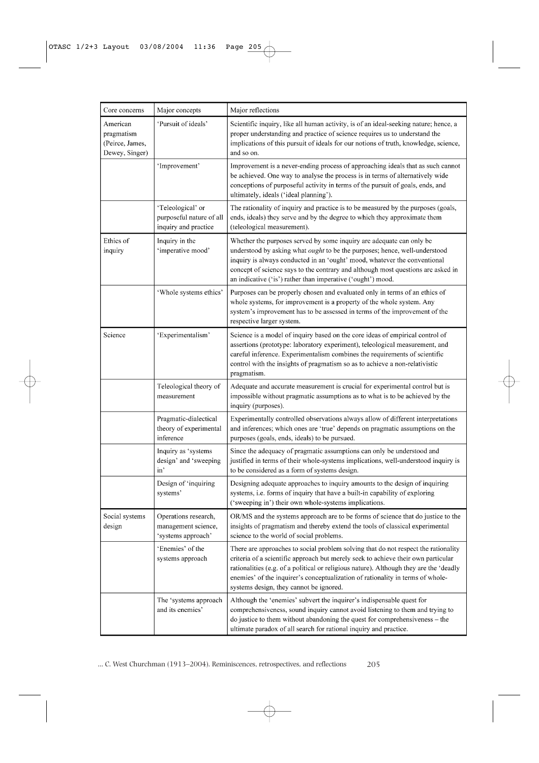| Core concerns | Major concepts | Major reflections |
|---|---|---|
| American pragmatism (Peirce, James, Dewey, Singer) | 'Pursuit of ideals' | Scientific inquiry, like all human activity, is of an ideal-seeking nature; hence, a proper understanding and practice of science requires us to understand the implications of this pursuit of ideals for our notions of truth, knowledge, science, and so on. |
| | 'Improvement' | Improvement is a never-ending process of approaching ideals that as such cannot be achieved. One way to analyse the process is in terms of alternatively wide conceptions of purposeful activity in terms of the pursuit of goals, ends, and ultimately, ideals ('ideal planning'). |
| | 'Teleological' or purposeful nature of all inquiry and practice | The rationality of inquiry and practice is to be measured by the purposes (goals, ends, ideals) they serve and by the degree to which they approximate them (teleological measurement). |
| Ethics of inquiry | Inquiry in the 'imperative mood' | Whether the purposes served by some inquiry are adequate can only be understood by asking what *ought* to be the purposes; hence, well-understood inquiry is always conducted in an 'ought' mood, whatever the conventional concept of science says to the contrary and although most questions are asked in an indicative ('is') rather than imperative ('ought') mood. |
| | 'Whole systems ethics' | Purposes can be properly chosen and evaluated only in terms of an ethics of whole systems, for improvement is a property of the whole system. Any system's improvement has to be assessed in terms of the improvement of the respective larger system. |
| Science | 'Experimentalism' | Science is a model of inquiry based on the core ideas of empirical control of assertions (prototype: laboratory experiment), teleological measurement, and careful inference. Experimentalism combines the requirements of scientific control with the insights of pragmatism so as to achieve a non-relativistic pragmatism. |
| | Teleological theory of measurement | Adequate and accurate measurement is crucial for experimental control but is impossible without pragmatic assumptions as to what is to be achieved by the inquiry (purposes). |
| | Pragmatic-dialectical theory of experimental inference | Experimentally controlled observations always allow of different interpretations and inferences; which ones are 'true' depends on pragmatic assumptions on the purposes (goals, ends, ideals) to be pursued. |
| | Inquiry as 'systems design' and 'sweeping in' | Since the adequacy of pragmatic assumptions can only be understood and justified in terms of their whole-systems implications, well-understood inquiry is to be considered as a form of systems design. |
| | Design of 'inquiring systems' | Designing adequate approaches to inquiry amounts to the design of inquiring systems, i.e. forms of inquiry that have a built-in capability of exploring ('sweeping in') their own whole-systems implications. |
| Social systems design | Operations research, management science, 'systems approach' | OR/MS and the systems approach are to be forms of science that do justice to the insights of pragmatism and thereby extend the tools of classical experimental science to the world of social problems. |
| | 'Enemies' of the systems approach | There are approaches to social problem solving that do not respect the rationality criteria of a scientific approach but merely seek to achieve their own particular rationalities (e.g. of a political or religious nature). Although they are the 'deadly enemies' of the inquirer's conceptualization of rationality in terms of whole-systems design, they cannot be ignored. |
| | The 'systems approach and its enemies' | Although the 'enemies' subvert the inquirer's indispensable quest for comprehensiveness, sound inquiry cannot avoid listening to them and trying to do justice to them without abandoning the quest for comprehensiveness – the ultimate paradox of all search for rational inquiry and practice. |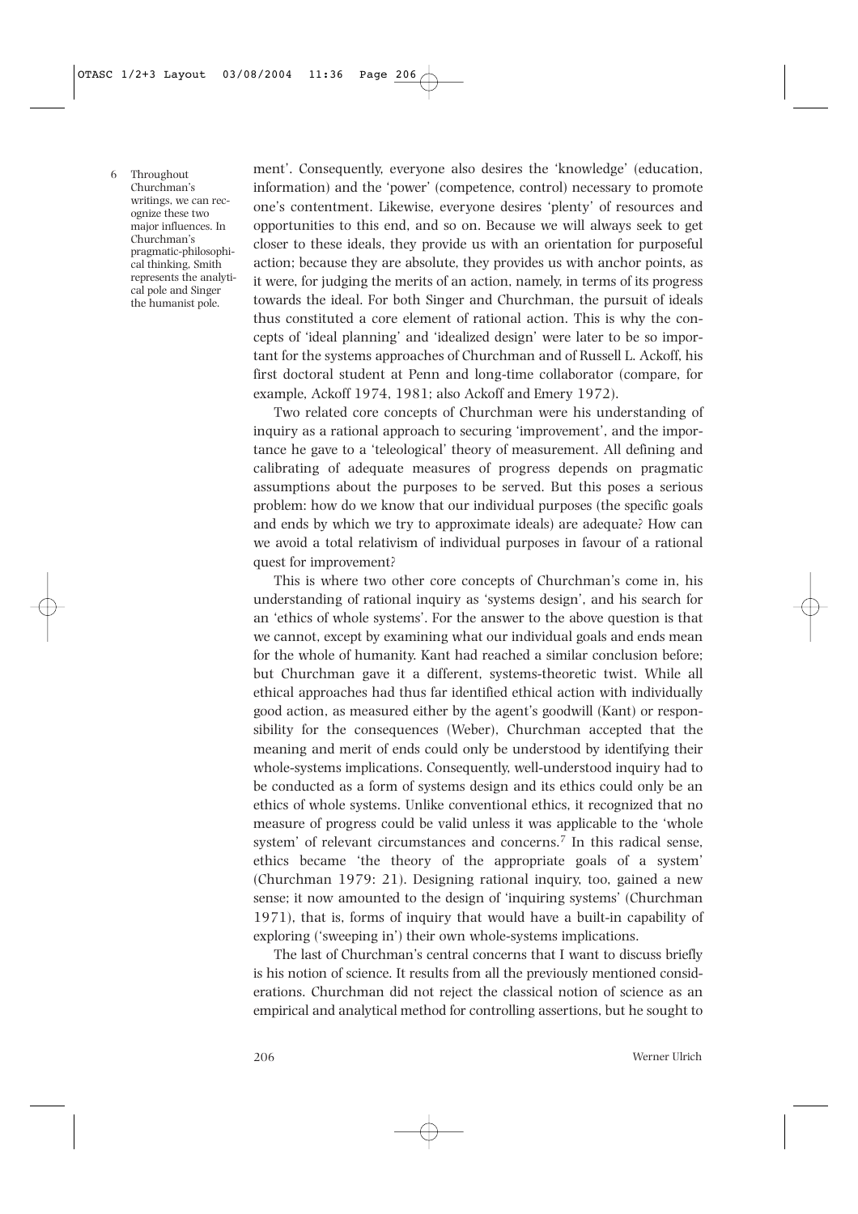ment'. Consequently, everyone also desires the 'knowledge' (education, information) and the 'power' (competence, control) necessary to promote one's contentment. Likewise, everyone desires 'plenty' of resources and opportunities to this end, and so on. Because we will always seek to get closer to these ideals, they provide us with an orientation for purposeful action; because they are absolute, they provides us with anchor points, as it were, for judging the merits of an action, namely, in terms of its progress towards the ideal. For both Singer and Churchman, the pursuit of ideals thus constituted a core element of rational action. This is why the concepts of 'ideal planning' and 'idealized design' were later to be so important for the systems approaches of Churchman and of Russell L. Ackoff, his first doctoral student at Penn and long-time collaborator (compare, for example, Ackoff 1974, 1981; also Ackoff and Emery 1972).

Two related core concepts of Churchman were his understanding of inquiry as a rational approach to securing 'improvement', and the importance he gave to a 'teleological' theory of measurement. All defining and calibrating of adequate measures of progress depends on pragmatic assumptions about the purposes to be served. But this poses a serious problem: how do we know that our individual purposes (the specific goals and ends by which we try to approximate ideals) are adequate? How can we avoid a total relativism of individual purposes in favour of a rational quest for improvement?

This is where two other core concepts of Churchman's come in, his understanding of rational inquiry as 'systems design', and his search for an 'ethics of whole systems'. For the answer to the above question is that we cannot, except by examining what our individual goals and ends mean for the whole of humanity. Kant had reached a similar conclusion before; but Churchman gave it a different, systems-theoretic twist. While all ethical approaches had thus far identified ethical action with individually good action, as measured either by the agent's goodwill (Kant) or responsibility for the consequences (Weber), Churchman accepted that the meaning and merit of ends could only be understood by identifying their whole-systems implications. Consequently, well-understood inquiry had to be conducted as a form of systems design and its ethics could only be an ethics of whole systems. Unlike conventional ethics, it recognized that no measure of progress could be valid unless it was applicable to the 'whole system' of relevant circumstances and concerns.[7] In this radical sense, ethics became 'the theory of the appropriate goals of a system' (Churchman 1979: 21). Designing rational inquiry, too, gained a new sense; it now amounted to the design of 'inquiring systems' (Churchman 1971), that is, forms of inquiry that would have a built-in capability of exploring ('sweeping in') their own whole-systems implications.

The last of Churchman's central concerns that I want to discuss briefly is his notion of science. It results from all the previously mentioned considerations. Churchman did not reject the classical notion of science as an empirical and analytical method for controlling assertions, but he sought to

6 Throughout Churchman's writings, we can recognize these two major influences. In Churchman's pragmatic-philosophical thinking, Smith represents the analytical pole and Singer the humanist pole.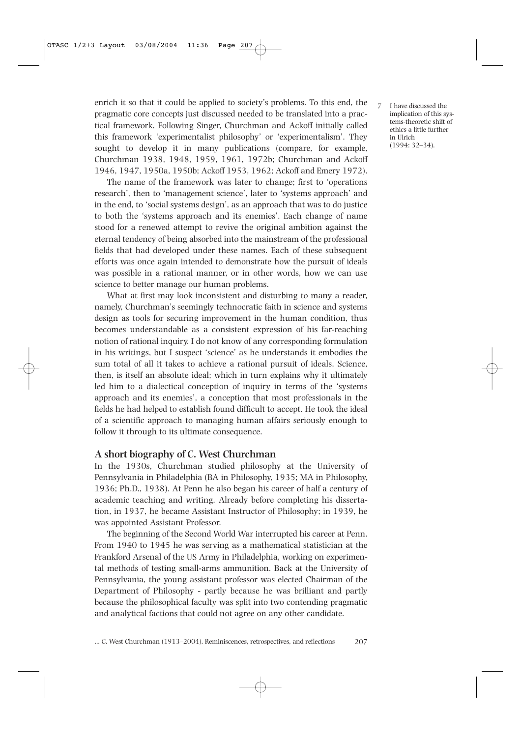enrich it so that it could be applied to society's problems. To this end, the pragmatic core concepts just discussed needed to be translated into a practical framework. Following Singer, Churchman and Ackoff initially called this framework 'experimentalist philosophy' or 'experimentalism'. They sought to develop it in many publications (compare, for example, Churchman 1938, 1948, 1959, 1961, 1972b; Churchman and Ackoff 1946, 1947, 1950a, 1950b; Ackoff 1953, 1962; Ackoff and Emery 1972).

The name of the framework was later to change; first to 'operations research', then to 'management science', later to 'systems approach' and in the end, to 'social systems design', as an approach that was to do justice to both the 'systems approach and its enemies'. Each change of name stood for a renewed attempt to revive the original ambition against the eternal tendency of being absorbed into the mainstream of the professional fields that had developed under these names. Each of these subsequent efforts was once again intended to demonstrate how the pursuit of ideals was possible in a rational manner, or in other words, how we can use science to better manage our human problems.

What at first may look inconsistent and disturbing to many a reader, namely, Churchman's seemingly technocratic faith in science and systems design as tools for securing improvement in the human condition, thus becomes understandable as a consistent expression of his far-reaching notion of rational inquiry. I do not know of any corresponding formulation in his writings, but I suspect 'science' as he understands it embodies the sum total of all it takes to achieve a rational pursuit of ideals. Science, then, is itself an absolute ideal; which in turn explains why it ultimately led him to a dialectical conception of inquiry in terms of the 'systems approach and its enemies', a conception that most professionals in the fields he had helped to establish found difficult to accept. He took the ideal of a scientific approach to managing human affairs seriously enough to follow it through to its ultimate consequence.

## A short biography of C. West Churchman

In the 1930s, Churchman studied philosophy at the University of Pennsylvania in Philadelphia (BA in Philosophy, 1935; MA in Philosophy, 1936; Ph.D., 1938). At Penn he also began his career of half a century of academic teaching and writing. Already before completing his dissertation, in 1937, he became Assistant Instructor of Philosophy; in 1939, he was appointed Assistant Professor.

The beginning of the Second World War interrupted his career at Penn. From 1940 to 1945 he was serving as a mathematical statistician at the Frankford Arsenal of the US Army in Philadelphia, working on experimental methods of testing small-arms ammunition. Back at the University of Pennsylvania, the young assistant professor was elected Chairman of the Department of Philosophy - partly because he was brilliant and partly because the philosophical faculty was split into two contending pragmatic and analytical factions that could not agree on any other candidate.

7 I have discussed the implication of this systems-theoretic shift of ethics a little further in Ulrich (1994: 32–34).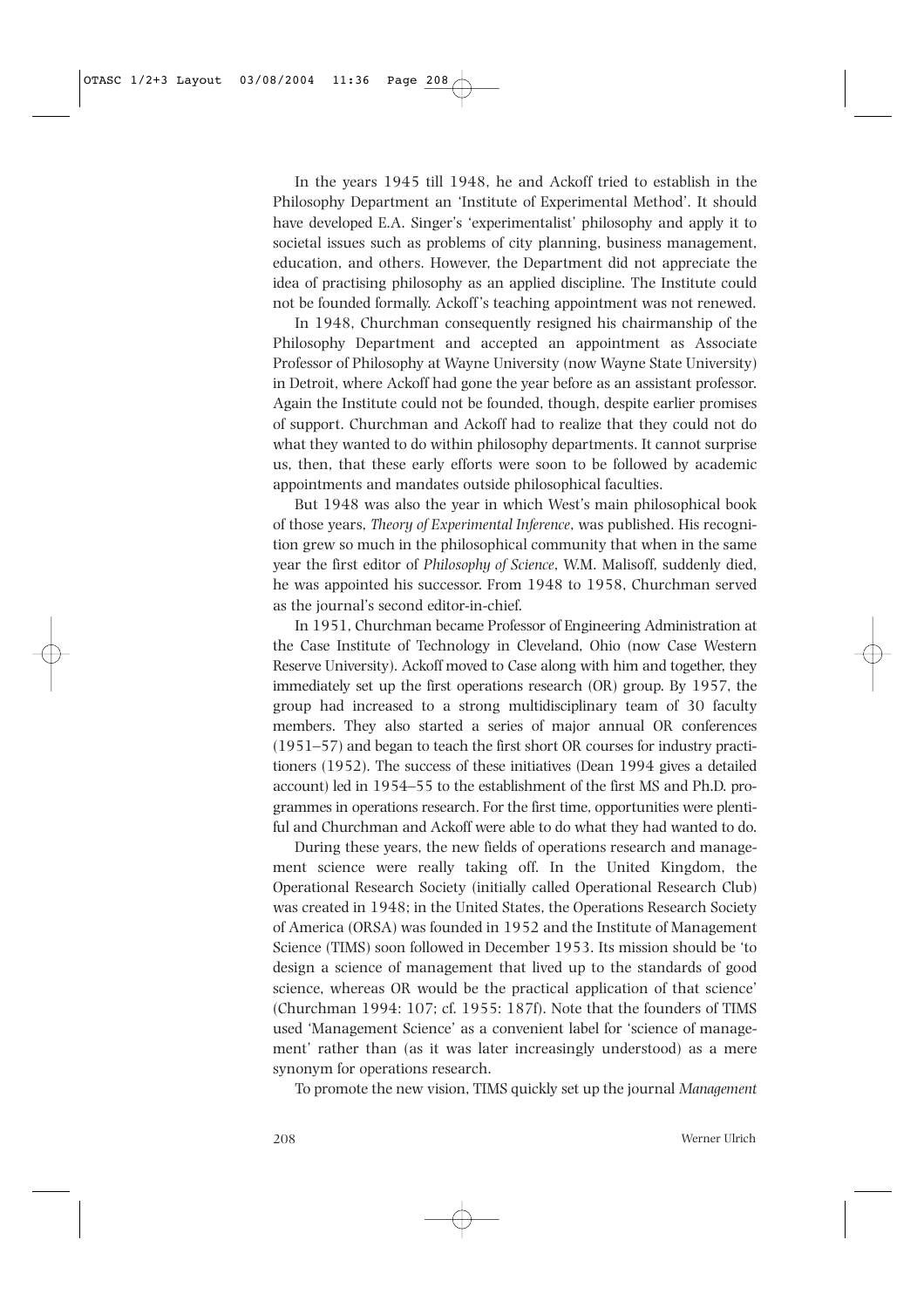In the years 1945 till 1948, he and Ackoff tried to establish in the Philosophy Department an 'Institute of Experimental Method'. It should have developed E.A. Singer's 'experimentalist' philosophy and apply it to societal issues such as problems of city planning, business management, education, and others. However, the Department did not appreciate the idea of practising philosophy as an applied discipline. The Institute could not be founded formally. Ackoff's teaching appointment was not renewed.

In 1948, Churchman consequently resigned his chairmanship of the Philosophy Department and accepted an appointment as Associate Professor of Philosophy at Wayne University (now Wayne State University) in Detroit, where Ackoff had gone the year before as an assistant professor. Again the Institute could not be founded, though, despite earlier promises of support. Churchman and Ackoff had to realize that they could not do what they wanted to do within philosophy departments. It cannot surprise us, then, that these early efforts were soon to be followed by academic appointments and mandates outside philosophical faculties.

But 1948 was also the year in which West's main philosophical book of those years, *Theory of Experimental Inference*, was published. His recognition grew so much in the philosophical community that when in the same year the first editor of *Philosophy of Science*, W.M. Malisoff, suddenly died, he was appointed his successor. From 1948 to 1958, Churchman served as the journal's second editor-in-chief.

In 1951, Churchman became Professor of Engineering Administration at the Case Institute of Technology in Cleveland, Ohio (now Case Western Reserve University). Ackoff moved to Case along with him and together, they immediately set up the first operations research (OR) group. By 1957, the group had increased to a strong multidisciplinary team of 30 faculty members. They also started a series of major annual OR conferences (1951–57) and began to teach the first short OR courses for industry practitioners (1952). The success of these initiatives (Dean 1994 gives a detailed account) led in 1954–55 to the establishment of the first MS and Ph.D. programmes in operations research. For the first time, opportunities were plentiful and Churchman and Ackoff were able to do what they had wanted to do.

During these years, the new fields of operations research and management science were really taking off. In the United Kingdom, the Operational Research Society (initially called Operational Research Club) was created in 1948; in the United States, the Operations Research Society of America (ORSA) was founded in 1952 and the Institute of Management Science (TIMS) soon followed in December 1953. Its mission should be 'to design a science of management that lived up to the standards of good science, whereas OR would be the practical application of that science' (Churchman 1994: 107; cf. 1955: 187f). Note that the founders of TIMS used 'Management Science' as a convenient label for 'science of management' rather than (as it was later increasingly understood) as a mere synonym for operations research.

To promote the new vision, TIMS quickly set up the journal *Management*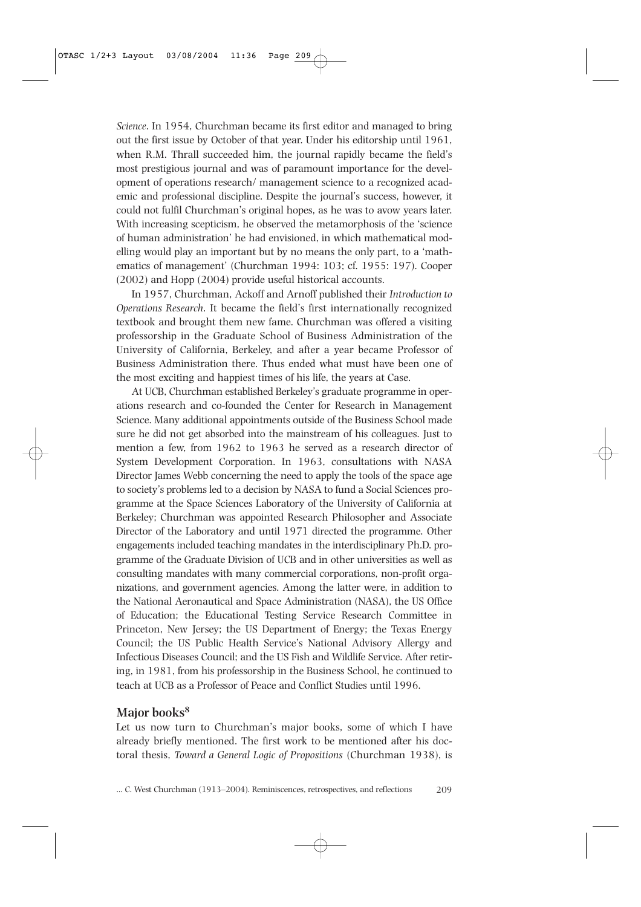*Science*. In 1954, Churchman became its first editor and managed to bring out the first issue by October of that year. Under his editorship until 1961, when R.M. Thrall succeeded him, the journal rapidly became the field's most prestigious journal and was of paramount importance for the development of operations research/ management science to a recognized academic and professional discipline. Despite the journal's success, however, it could not fulfil Churchman's original hopes, as he was to avow years later. With increasing scepticism, he observed the metamorphosis of the 'science of human administration' he had envisioned, in which mathematical modelling would play an important but by no means the only part, to a 'mathematics of management' (Churchman 1994: 103; cf. 1955: 197). Cooper (2002) and Hopp (2004) provide useful historical accounts.

In 1957, Churchman, Ackoff and Arnoff published their *Introduction to Operations Research*. It became the field's first internationally recognized textbook and brought them new fame. Churchman was offered a visiting professorship in the Graduate School of Business Administration of the University of California, Berkeley, and after a year became Professor of Business Administration there. Thus ended what must have been one of the most exciting and happiest times of his life, the years at Case.

At UCB, Churchman established Berkeley's graduate programme in operations research and co-founded the Center for Research in Management Science. Many additional appointments outside of the Business School made sure he did not get absorbed into the mainstream of his colleagues. Just to mention a few, from 1962 to 1963 he served as a research director of System Development Corporation. In 1963, consultations with NASA Director James Webb concerning the need to apply the tools of the space age to society's problems led to a decision by NASA to fund a Social Sciences programme at the Space Sciences Laboratory of the University of California at Berkeley; Churchman was appointed Research Philosopher and Associate Director of the Laboratory and until 1971 directed the programme. Other engagements included teaching mandates in the interdisciplinary Ph.D. programme of the Graduate Division of UCB and in other universities as well as consulting mandates with many commercial corporations, non-profit organizations, and government agencies. Among the latter were, in addition to the National Aeronautical and Space Administration (NASA), the US Office of Education; the Educational Testing Service Research Committee in Princeton, New Jersey; the US Department of Energy; the Texas Energy Council; the US Public Health Service's National Advisory Allergy and Infectious Diseases Council; and the US Fish and Wildlife Service. After retiring, in 1981, from his professorship in the Business School, he continued to teach at UCB as a Professor of Peace and Conflict Studies until 1996.

## Major books[8]

Let us now turn to Churchman's major books, some of which I have already briefly mentioned. The first work to be mentioned after his doctoral thesis, *Toward a General Logic of Propositions* (Churchman 1938), is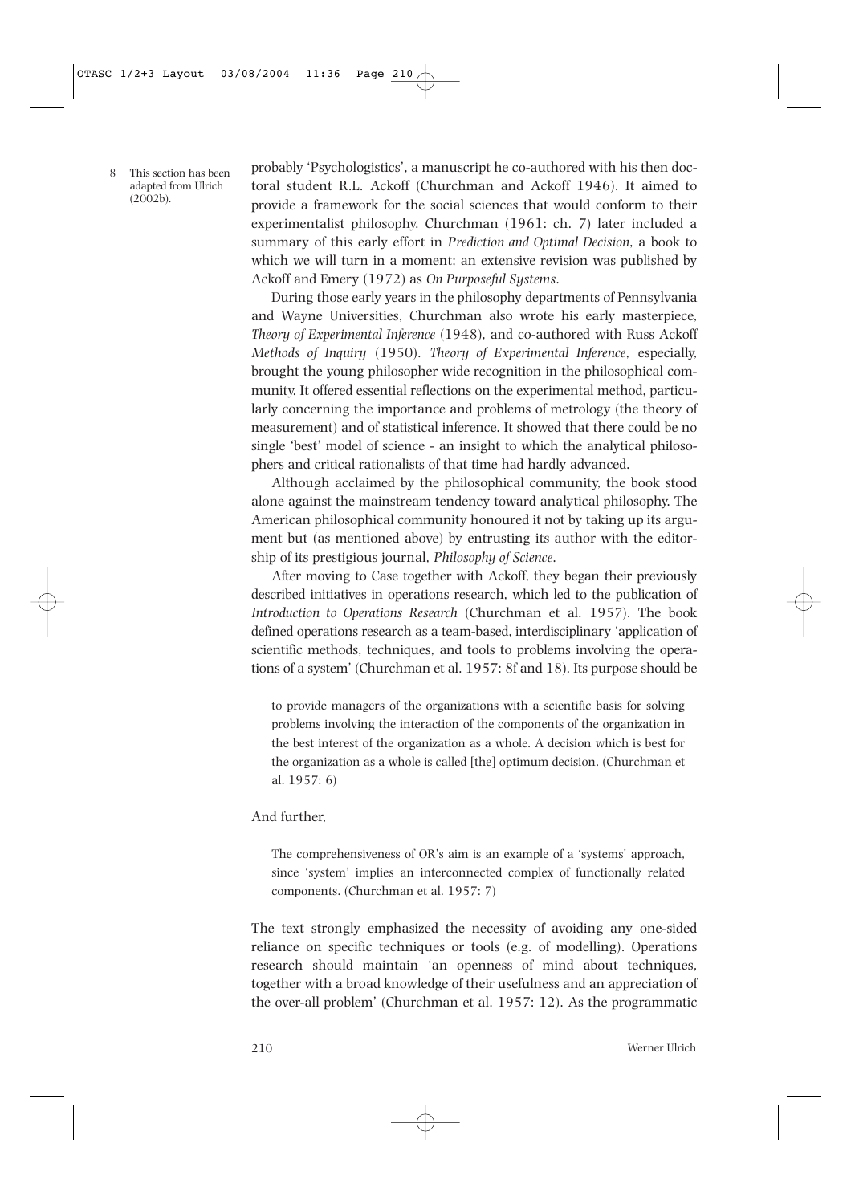probably 'Psychologistics', a manuscript he co-authored with his then doctoral student R.L. Ackoff (Churchman and Ackoff 1946). It aimed to provide a framework for the social sciences that would conform to their experimentalist philosophy. Churchman (1961: ch. 7) later included a summary of this early effort in *Prediction and Optimal Decision*, a book to which we will turn in a moment; an extensive revision was published by Ackoff and Emery (1972) as *On Purposeful Systems*.

8 This section has been adapted from Ulrich (2002b).

During those early years in the philosophy departments of Pennsylvania and Wayne Universities, Churchman also wrote his early masterpiece, *Theory of Experimental Inference* (1948), and co-authored with Russ Ackoff *Methods of Inquiry* (1950). *Theory of Experimental Inference*, especially, brought the young philosopher wide recognition in the philosophical community. It offered essential reflections on the experimental method, particularly concerning the importance and problems of metrology (the theory of measurement) and of statistical inference. It showed that there could be no single 'best' model of science - an insight to which the analytical philosophers and critical rationalists of that time had hardly advanced.

Although acclaimed by the philosophical community, the book stood alone against the mainstream tendency toward analytical philosophy. The American philosophical community honoured it not by taking up its argument but (as mentioned above) by entrusting its author with the editorship of its prestigious journal, *Philosophy of Science*.

After moving to Case together with Ackoff, they began their previously described initiatives in operations research, which led to the publication of *Introduction to Operations Research* (Churchman et al. 1957). The book defined operations research as a team-based, interdisciplinary 'application of scientific methods, techniques, and tools to problems involving the operations of a system' (Churchman et al. 1957: 8f and 18). Its purpose should be

> to provide managers of the organizations with a scientific basis for solving problems involving the interaction of the components of the organization in the best interest of the organization as a whole. A decision which is best for the organization as a whole is called [the] optimum decision. (Churchman et al. 1957: 6)

And further,

> The comprehensiveness of OR's aim is an example of a 'systems' approach, since 'system' implies an interconnected complex of functionally related components. (Churchman et al. 1957: 7)

The text strongly emphasized the necessity of avoiding any one-sided reliance on specific techniques or tools (e.g. of modelling). Operations research should maintain 'an openness of mind about techniques, together with a broad knowledge of their usefulness and an appreciation of the over-all problem' (Churchman et al. 1957: 12). As the programmatic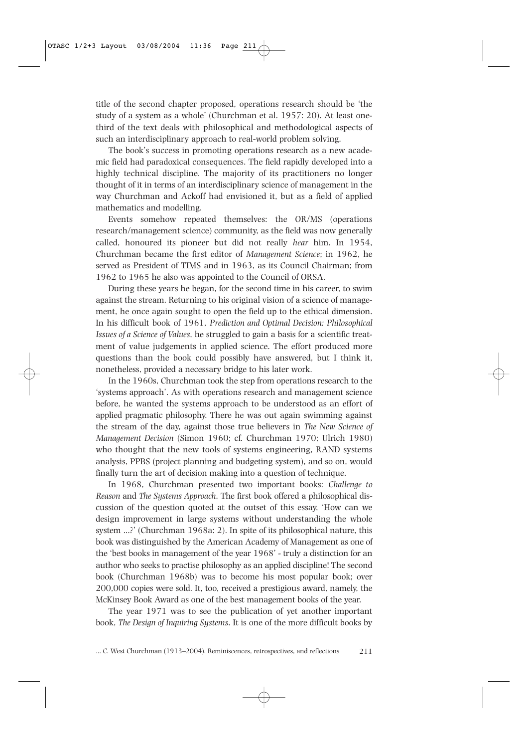title of the second chapter proposed, operations research should be 'the study of a system as a whole' (Churchman et al. 1957: 20). At least one-third of the text deals with philosophical and methodological aspects of such an interdisciplinary approach to real-world problem solving.

The book's success in promoting operations research as a new academic field had paradoxical consequences. The field rapidly developed into a highly technical discipline. The majority of its practitioners no longer thought of it in terms of an interdisciplinary science of management in the way Churchman and Ackoff had envisioned it, but as a field of applied mathematics and modelling.

Events somehow repeated themselves: the OR/MS (operations research/management science) community, as the field was now generally called, honoured its pioneer but did not really *hear* him. In 1954, Churchman became the first editor of *Management Science*; in 1962, he served as President of TIMS and in 1963, as its Council Chairman; from 1962 to 1965 he also was appointed to the Council of ORSA.

During these years he began, for the second time in his career, to swim against the stream. Returning to his original vision of a science of management, he once again sought to open the field up to the ethical dimension. In his difficult book of 1961, *Prediction and Optimal Decision: Philosophical Issues of a Science of Values*, he struggled to gain a basis for a scientific treatment of value judgements in applied science. The effort produced more questions than the book could possibly have answered, but I think it, nonetheless, provided a necessary bridge to his later work.

In the 1960s, Churchman took the step from operations research to the 'systems approach'. As with operations research and management science before, he wanted the systems approach to be understood as an effort of applied pragmatic philosophy. There he was out again swimming against the stream of the day, against those true believers in *The New Science of Management Decision* (Simon 1960; cf. Churchman 1970; Ulrich 1980) who thought that the new tools of systems engineering, RAND systems analysis, PPBS (project planning and budgeting system), and so on, would finally turn the art of decision making into a question of technique.

In 1968, Churchman presented two important books: *Challenge to Reason* and *The Systems Approach*. The first book offered a philosophical discussion of the question quoted at the outset of this essay, 'How can we design improvement in large systems without understanding the whole system ...?' (Churchman 1968a: 2). In spite of its philosophical nature, this book was distinguished by the American Academy of Management as one of the 'best books in management of the year 1968' - truly a distinction for an author who seeks to practise philosophy as an applied discipline! The second book (Churchman 1968b) was to become his most popular book; over 200,000 copies were sold. It, too, received a prestigious award, namely, the McKinsey Book Award as one of the best management books of the year.

The year 1971 was to see the publication of yet another important book, *The Design of Inquiring Systems*. It is one of the more difficult books by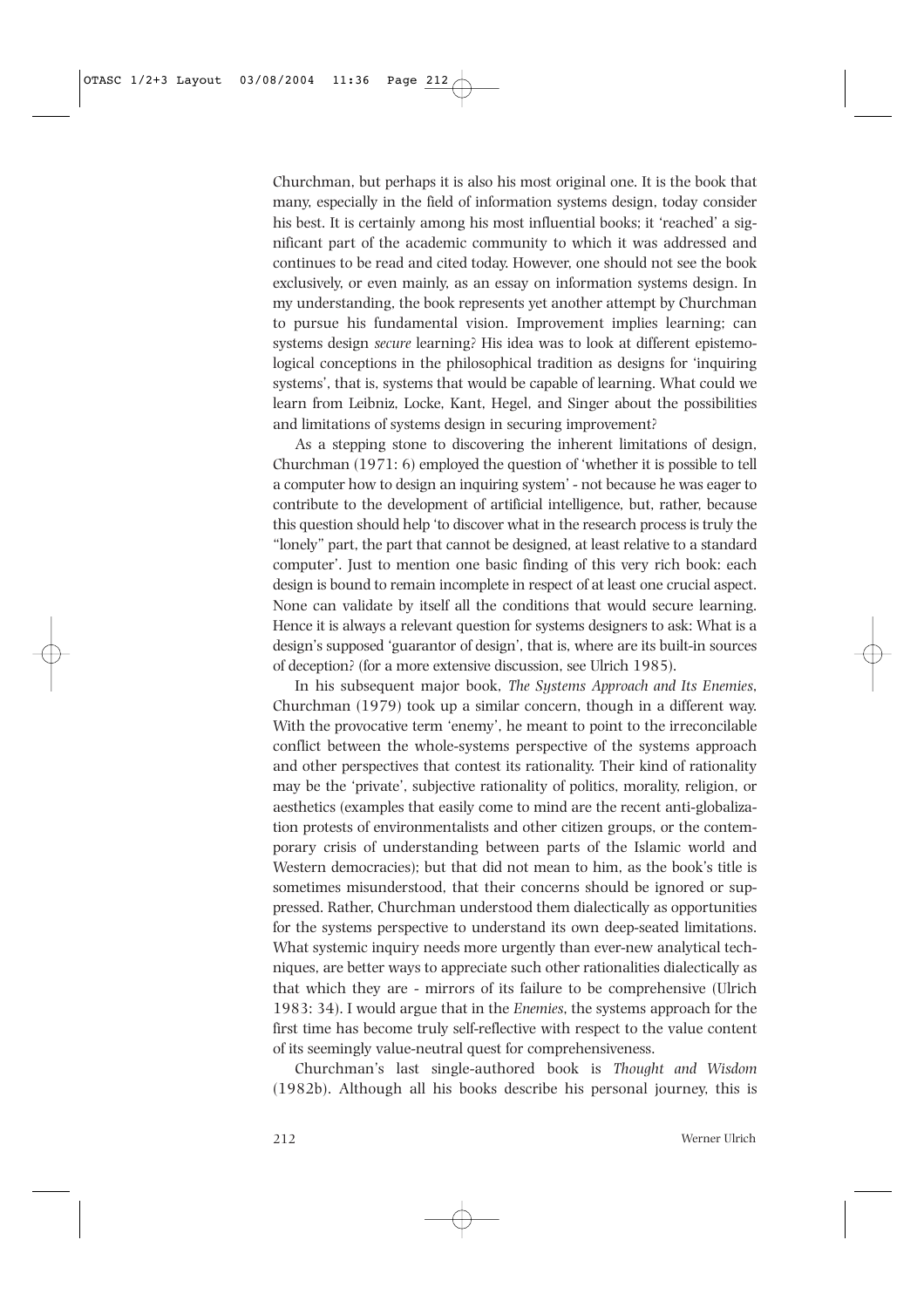Churchman, but perhaps it is also his most original one. It is the book that many, especially in the field of information systems design, today consider his best. It is certainly among his most influential books; it 'reached' a significant part of the academic community to which it was addressed and continues to be read and cited today. However, one should not see the book exclusively, or even mainly, as an essay on information systems design. In my understanding, the book represents yet another attempt by Churchman to pursue his fundamental vision. Improvement implies learning; can systems design *secure* learning? His idea was to look at different epistemological conceptions in the philosophical tradition as designs for 'inquiring systems', that is, systems that would be capable of learning. What could we learn from Leibniz, Locke, Kant, Hegel, and Singer about the possibilities and limitations of systems design in securing improvement?

As a stepping stone to discovering the inherent limitations of design, Churchman (1971: 6) employed the question of 'whether it is possible to tell a computer how to design an inquiring system' - not because he was eager to contribute to the development of artificial intelligence, but, rather, because this question should help 'to discover what in the research process is truly the "lonely" part, the part that cannot be designed, at least relative to a standard computer'. Just to mention one basic finding of this very rich book: each design is bound to remain incomplete in respect of at least one crucial aspect. None can validate by itself all the conditions that would secure learning. Hence it is always a relevant question for systems designers to ask: What is a design's supposed 'guarantor of design', that is, where are its built-in sources of deception? (for a more extensive discussion, see Ulrich 1985).

In his subsequent major book, *The Systems Approach and Its Enemies*, Churchman (1979) took up a similar concern, though in a different way. With the provocative term 'enemy', he meant to point to the irreconcilable conflict between the whole-systems perspective of the systems approach and other perspectives that contest its rationality. Their kind of rationality may be the 'private', subjective rationality of politics, morality, religion, or aesthetics (examples that easily come to mind are the recent anti-globalization protests of environmentalists and other citizen groups, or the contemporary crisis of understanding between parts of the Islamic world and Western democracies); but that did not mean to him, as the book's title is sometimes misunderstood, that their concerns should be ignored or suppressed. Rather, Churchman understood them dialectically as opportunities for the systems perspective to understand its own deep-seated limitations. What systemic inquiry needs more urgently than ever-new analytical techniques, are better ways to appreciate such other rationalities dialectically as that which they are - mirrors of its failure to be comprehensive (Ulrich 1983: 34). I would argue that in the *Enemies*, the systems approach for the first time has become truly self-reflective with respect to the value content of its seemingly value-neutral quest for comprehensiveness.

Churchman's last single-authored book is *Thought and Wisdom* (1982b). Although all his books describe his personal journey, this is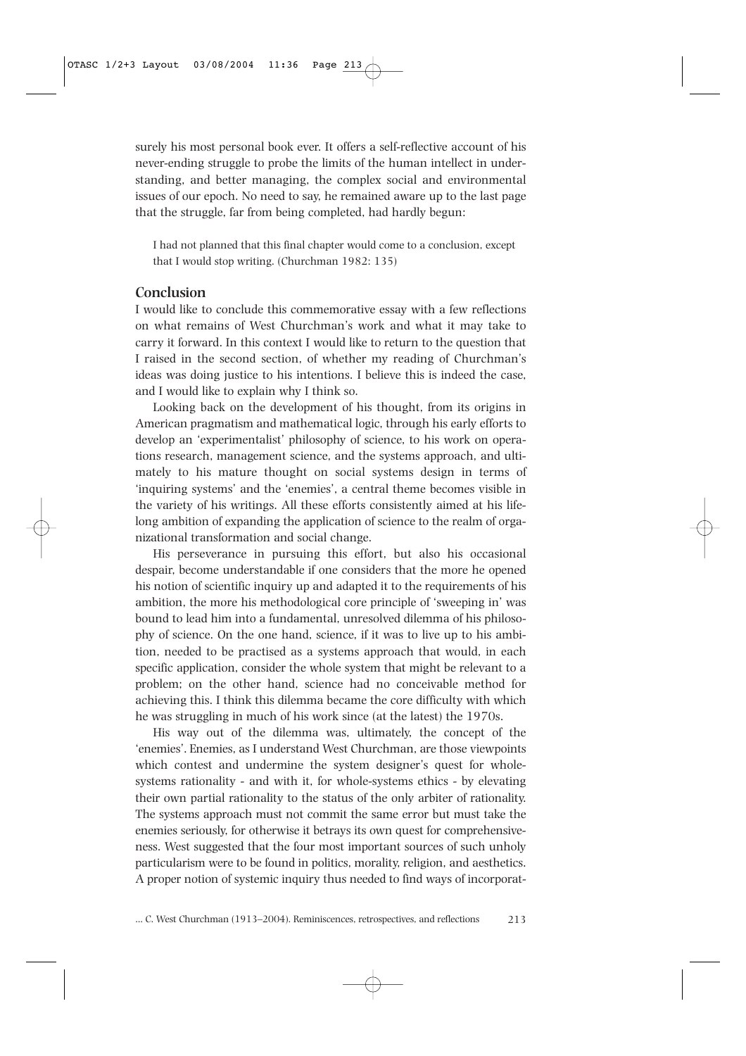surely his most personal book ever. It offers a self-reflective account of his never-ending struggle to probe the limits of the human intellect in understanding, and better managing, the complex social and environmental issues of our epoch. No need to say, he remained aware up to the last page that the struggle, far from being completed, had hardly begun:

> I had not planned that this final chapter would come to a conclusion, except that I would stop writing. (Churchman 1982: 135)

## Conclusion

I would like to conclude this commemorative essay with a few reflections on what remains of West Churchman's work and what it may take to carry it forward. In this context I would like to return to the question that I raised in the second section, of whether my reading of Churchman's ideas was doing justice to his intentions. I believe this is indeed the case, and I would like to explain why I think so.

Looking back on the development of his thought, from its origins in American pragmatism and mathematical logic, through his early efforts to develop an 'experimentalist' philosophy of science, to his work on operations research, management science, and the systems approach, and ultimately to his mature thought on social systems design in terms of 'inquiring systems' and the 'enemies', a central theme becomes visible in the variety of his writings. All these efforts consistently aimed at his lifelong ambition of expanding the application of science to the realm of organizational transformation and social change.

His perseverance in pursuing this effort, but also his occasional despair, become understandable if one considers that the more he opened his notion of scientific inquiry up and adapted it to the requirements of his ambition, the more his methodological core principle of 'sweeping in' was bound to lead him into a fundamental, unresolved dilemma of his philosophy of science. On the one hand, science, if it was to live up to his ambition, needed to be practised as a systems approach that would, in each specific application, consider the whole system that might be relevant to a problem; on the other hand, science had no conceivable method for achieving this. I think this dilemma became the core difficulty with which he was struggling in much of his work since (at the latest) the 1970s.

His way out of the dilemma was, ultimately, the concept of the 'enemies'. Enemies, as I understand West Churchman, are those viewpoints which contest and undermine the system designer's quest for whole-systems rationality - and with it, for whole-systems ethics - by elevating their own partial rationality to the status of the only arbiter of rationality. The systems approach must not commit the same error but must take the enemies seriously, for otherwise it betrays its own quest for comprehensiveness. West suggested that the four most important sources of such unholy particularism were to be found in politics, morality, religion, and aesthetics. A proper notion of systemic inquiry thus needed to find ways of incorporat-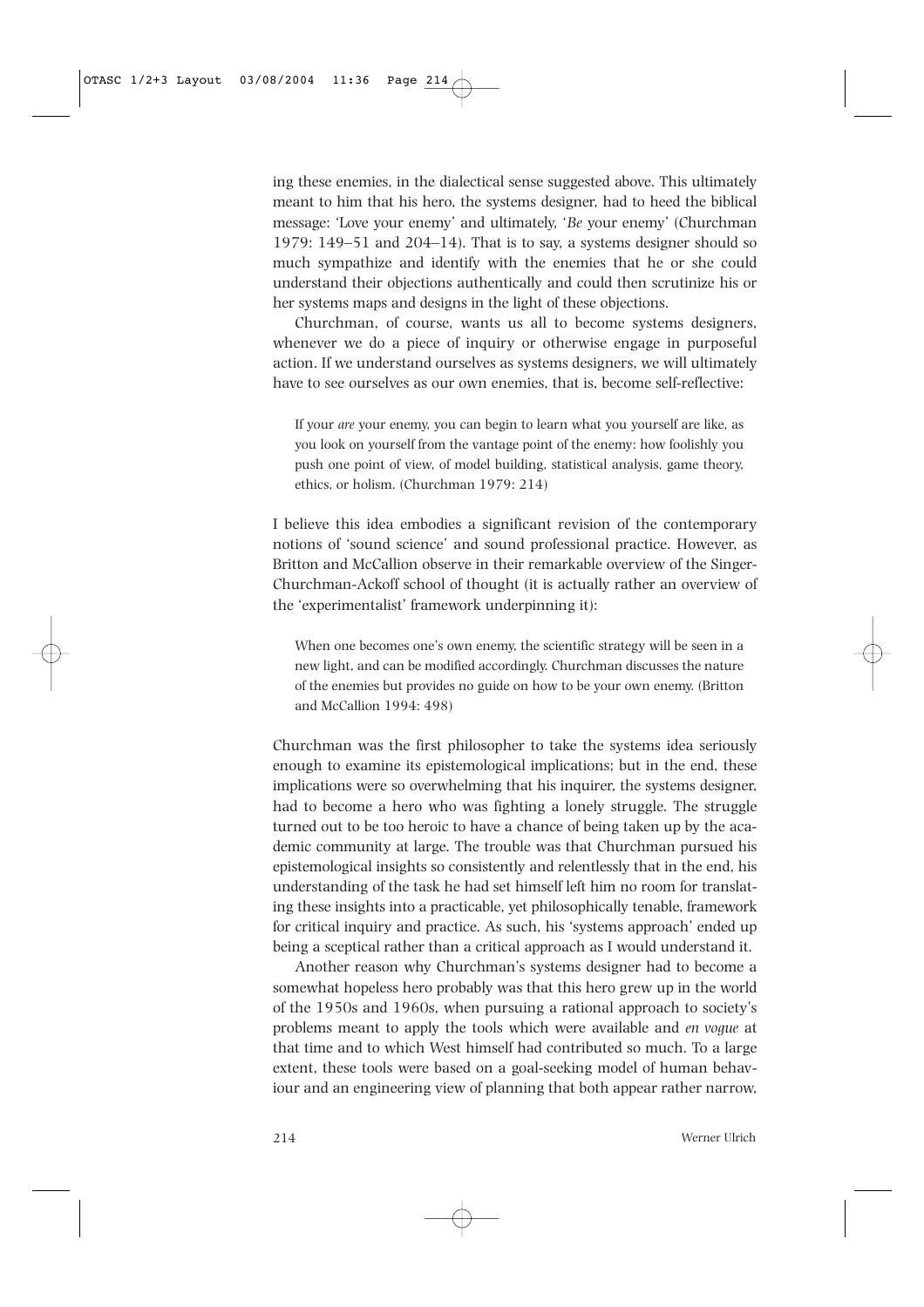ing these enemies, in the dialectical sense suggested above. This ultimately meant to him that his hero, the systems designer, had to heed the biblical message: 'Love your enemy' and ultimately, '*Be* your enemy' (Churchman 1979: 149–51 and 204–14). That is to say, a systems designer should so much sympathize and identify with the enemies that he or she could understand their objections authentically and could then scrutinize his or her systems maps and designs in the light of these objections.

Churchman, of course, wants us all to become systems designers, whenever we do a piece of inquiry or otherwise engage in purposeful action. If we understand ourselves as systems designers, we will ultimately have to see ourselves as our own enemies, that is, become self-reflective:

> If your *are* your enemy, you can begin to learn what you yourself are like, as you look on yourself from the vantage point of the enemy: how foolishly you push one point of view, of model building, statistical analysis, game theory, ethics, or holism. (Churchman 1979: 214)

I believe this idea embodies a significant revision of the contemporary notions of 'sound science' and sound professional practice. However, as Britton and McCallion observe in their remarkable overview of the Singer-Churchman-Ackoff school of thought (it is actually rather an overview of the 'experimentalist' framework underpinning it):

> When one becomes one's own enemy, the scientific strategy will be seen in a new light, and can be modified accordingly. Churchman discusses the nature of the enemies but provides no guide on how to be your own enemy. (Britton and McCallion 1994: 498)

Churchman was the first philosopher to take the systems idea seriously enough to examine its epistemological implications; but in the end, these implications were so overwhelming that his inquirer, the systems designer, had to become a hero who was fighting a lonely struggle. The struggle turned out to be too heroic to have a chance of being taken up by the academic community at large. The trouble was that Churchman pursued his epistemological insights so consistently and relentlessly that in the end, his understanding of the task he had set himself left him no room for translating these insights into a practicable, yet philosophically tenable, framework for critical inquiry and practice. As such, his 'systems approach' ended up being a sceptical rather than a critical approach as I would understand it.

Another reason why Churchman's systems designer had to become a somewhat hopeless hero probably was that this hero grew up in the world of the 1950s and 1960s, when pursuing a rational approach to society's problems meant to apply the tools which were available and *en vogue* at that time and to which West himself had contributed so much. To a large extent, these tools were based on a goal-seeking model of human behaviour and an engineering view of planning that both appear rather narrow,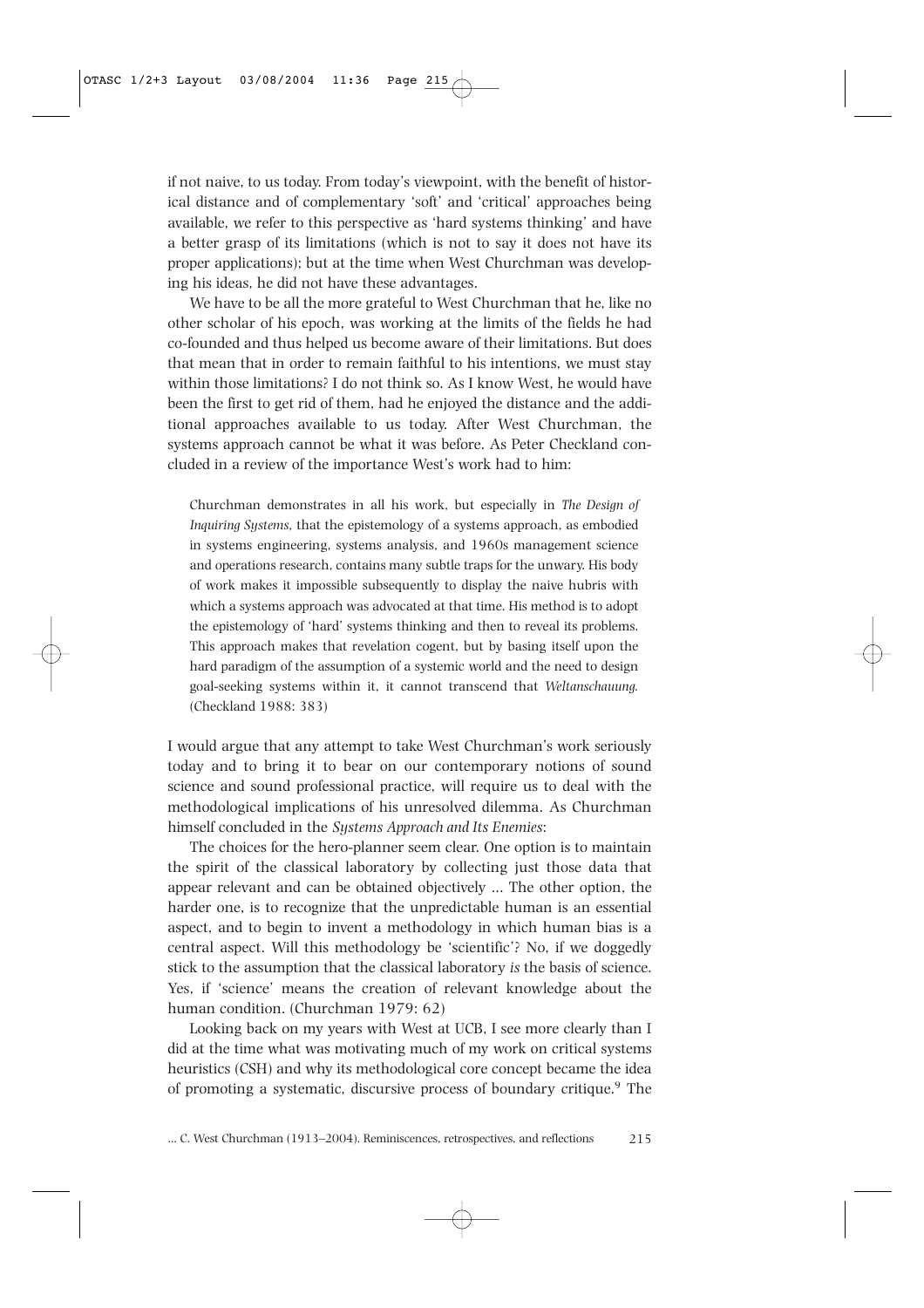if not naive, to us today. From today's viewpoint, with the benefit of historical distance and of complementary 'soft' and 'critical' approaches being available, we refer to this perspective as 'hard systems thinking' and have a better grasp of its limitations (which is not to say it does not have its proper applications); but at the time when West Churchman was developing his ideas, he did not have these advantages.

We have to be all the more grateful to West Churchman that he, like no other scholar of his epoch, was working at the limits of the fields he had co-founded and thus helped us become aware of their limitations. But does that mean that in order to remain faithful to his intentions, we must stay within those limitations? I do not think so. As I know West, he would have been the first to get rid of them, had he enjoyed the distance and the additional approaches available to us today. After West Churchman, the systems approach cannot be what it was before. As Peter Checkland concluded in a review of the importance West's work had to him:

> Churchman demonstrates in all his work, but especially in *The Design of Inquiring Systems*, that the epistemology of a systems approach, as embodied in systems engineering, systems analysis, and 1960s management science and operations research, contains many subtle traps for the unwary. His body of work makes it impossible subsequently to display the naive hubris with which a systems approach was advocated at that time. His method is to adopt the epistemology of 'hard' systems thinking and then to reveal its problems. This approach makes that revelation cogent, but by basing itself upon the hard paradigm of the assumption of a systemic world and the need to design goal-seeking systems within it, it cannot transcend that *Weltanschauung*. (Checkland 1988: 383)

I would argue that any attempt to take West Churchman's work seriously today and to bring it to bear on our contemporary notions of sound science and sound professional practice, will require us to deal with the methodological implications of his unresolved dilemma. As Churchman himself concluded in the *Systems Approach and Its Enemies*:

The choices for the hero-planner seem clear. One option is to maintain the spirit of the classical laboratory by collecting just those data that appear relevant and can be obtained objectively ... The other option, the harder one, is to recognize that the unpredictable human is an essential aspect, and to begin to invent a methodology in which human bias is a central aspect. Will this methodology be 'scientific'? No, if we doggedly stick to the assumption that the classical laboratory *is* the basis of science. Yes, if 'science' means the creation of relevant knowledge about the human condition. (Churchman 1979: 62)

Looking back on my years with West at UCB, I see more clearly than I did at the time what was motivating much of my work on critical systems heuristics (CSH) and why its methodological core concept became the idea of promoting a systematic, discursive process of boundary critique.[9] The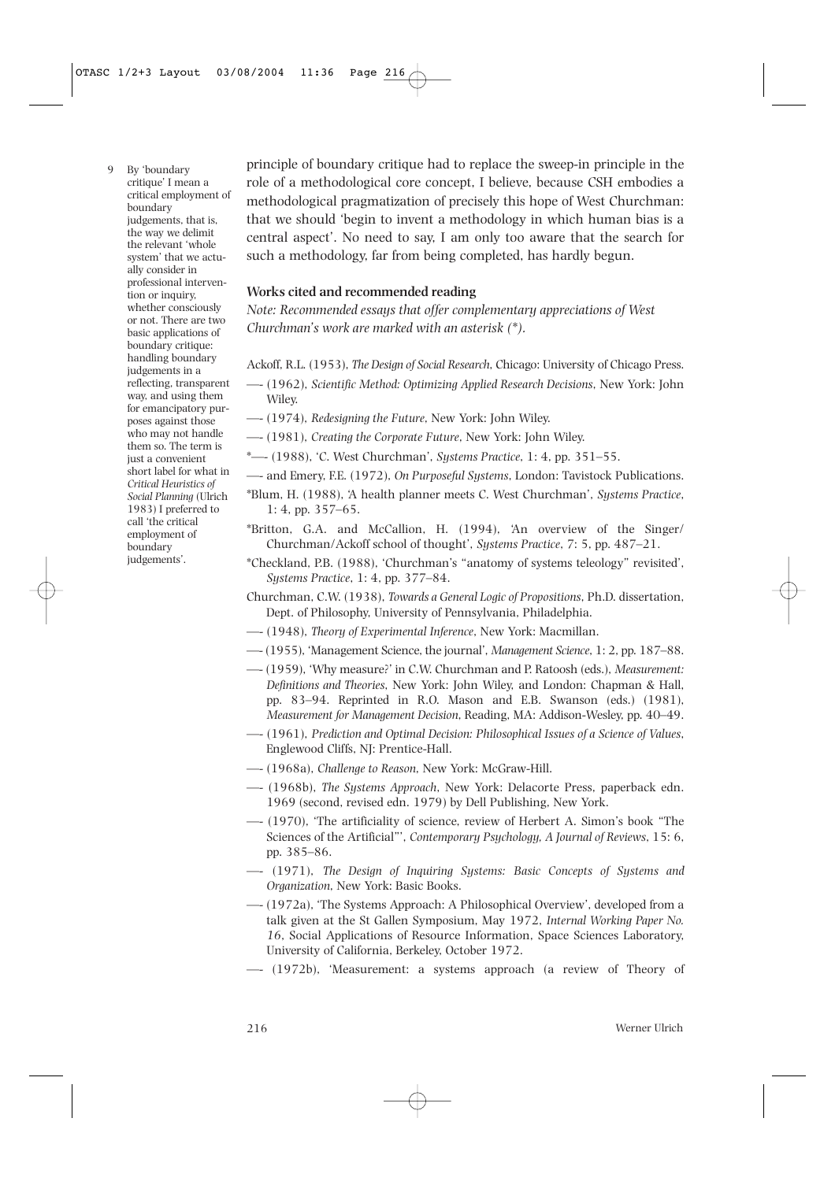principle of boundary critique had to replace the sweep-in principle in the role of a methodological core concept, I believe, because CSH embodies a methodological pragmatization of precisely this hope of West Churchman: that we should 'begin to invent a methodology in which human bias is a central aspect'. No need to say, I am only too aware that the search for such a methodology, far from being completed, has hardly begun.

9 By 'boundary critique' I mean a critical employment of boundary judgements, that is, the way we delimit the relevant 'whole system' that we actually consider in professional intervention or inquiry, whether consciously or not. There are two basic applications of boundary critique: handling boundary judgements in a reflecting, transparent way, and using them for emancipatory purposes against those who may not handle them so. The term is just a convenient short label for what in *Critical Heuristics of Social Planning* (Ulrich 1983) I preferred to call 'the critical employment of boundary judgements'.

### Works cited and recommended reading

*Note: Recommended essays that offer complementary appreciations of West Churchman's work are marked with an asterisk (*).*

Ackoff, R.L. (1953), *The Design of Social Research*, Chicago: University of Chicago Press.

—– (1962), *Scientific Method: Optimizing Applied Research Decisions*, New York: John Wiley.

—– (1974), *Redesigning the Future*, New York: John Wiley.

—– (1981), *Creating the Corporate Future*, New York: John Wiley.

*—– (1988), 'C. West Churchman', *Systems Practice*, 1: 4, pp. 351–55.

—– and Emery, F.E. (1972), *On Purposeful Systems*, London: Tavistock Publications.

*Blum, H. (1988), 'A health planner meets C. West Churchman', *Systems Practice*, 1: 4, pp. 357–65.

*Britton, G.A. and McCallion, H. (1994), 'An overview of the Singer/Churchman/Ackoff school of thought', *Systems Practice*, 7: 5, pp. 487–21.

*Checkland, P.B. (1988), 'Churchman's "anatomy of systems teleology" revisited', *Systems Practice*, 1: 4, pp. 377–84.

Churchman, C.W. (1938), *Towards a General Logic of Propositions*, Ph.D. dissertation, Dept. of Philosophy, University of Pennsylvania, Philadelphia.

—– (1948), *Theory of Experimental Inference*, New York: Macmillan.

—– (1955), 'Management Science, the journal', *Management Science*, 1: 2, pp. 187–88.

—– (1959), 'Why measure?' in C.W. Churchman and P. Ratoosh (eds.), *Measurement: Definitions and Theories*, New York: John Wiley, and London: Chapman & Hall, pp. 83–94. Reprinted in R.O. Mason and E.B. Swanson (eds.) (1981), *Measurement for Management Decision*, Reading, MA: Addison-Wesley, pp. 40–49.

—– (1961), *Prediction and Optimal Decision: Philosophical Issues of a Science of Values*, Englewood Cliffs, NJ: Prentice-Hall.

—– (1968a), *Challenge to Reason*, New York: McGraw-Hill.

—– (1968b), *The Systems Approach*, New York: Delacorte Press, paperback edn. 1969 (second, revised edn. 1979) by Dell Publishing, New York.

—– (1970), 'The artificiality of science, review of Herbert A. Simon's book "The Sciences of the Artificial"', *Contemporary Psychology, A Journal of Reviews*, 15: 6, pp. 385–86.

—– (1971), *The Design of Inquiring Systems: Basic Concepts of Systems and Organization*, New York: Basic Books.

—– (1972a), 'The Systems Approach: A Philosophical Overview', developed from a talk given at the St Gallen Symposium, May 1972, *Internal Working Paper No. 16*, Social Applications of Resource Information, Space Sciences Laboratory, University of California, Berkeley, October 1972.

—– (1972b), 'Measurement: a systems approach (a review of Theory of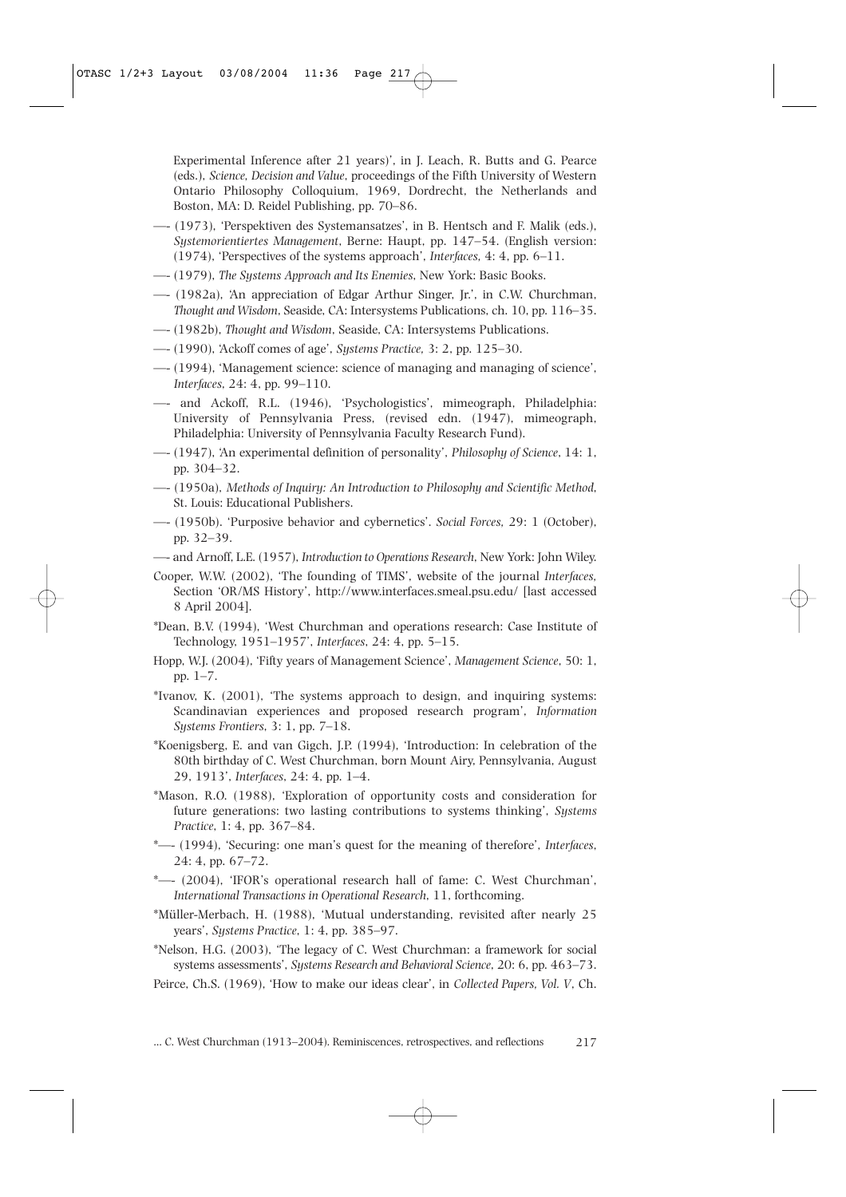Experimental Inference after 21 years)', in J. Leach, R. Butts and G. Pearce (eds.), *Science, Decision and Value*, proceedings of the Fifth University of Western Ontario Philosophy Colloquium, 1969, Dordrecht, the Netherlands and Boston, MA: D. Reidel Publishing, pp. 70–86.

—- (1973), 'Perspektiven des Systemansatzes', in B. Hentsch and F. Malik (eds.), *Systemorientiertes Management*, Berne: Haupt, pp. 147–54. (English version: (1974), 'Perspectives of the systems approach', *Interfaces*, 4: 4, pp. 6–11.

—- (1979), *The Systems Approach and Its Enemies*, New York: Basic Books.

—- (1982a), 'An appreciation of Edgar Arthur Singer, Jr.', in C.W. Churchman, *Thought and Wisdom*, Seaside, CA: Intersystems Publications, ch. 10, pp. 116–35.

—- (1982b), *Thought and Wisdom*, Seaside, CA: Intersystems Publications.

—- (1990), 'Ackoff comes of age', *Systems Practice*, 3: 2, pp. 125–30.

—- (1994), 'Management science: science of managing and managing of science', *Interfaces*, 24: 4, pp. 99–110.

—- and Ackoff, R.L. (1946), 'Psychologistics', mimeograph, Philadelphia: University of Pennsylvania Press, (revised edn. (1947), mimeograph, Philadelphia: University of Pennsylvania Faculty Research Fund).

—- (1947), 'An experimental definition of personality', *Philosophy of Science*, 14: 1, pp. 304–32.

—- (1950a), *Methods of Inquiry: An Introduction to Philosophy and Scientific Method*, St. Louis: Educational Publishers.

—- (1950b). 'Purposive behavior and cybernetics'. *Social Forces*, 29: 1 (October), pp. 32–39.

—- and Arnoff, L.E. (1957), *Introduction to Operations Research*, New York: John Wiley.

Cooper, W.W. (2002), 'The founding of TIMS', website of the journal *Interfaces*, Section 'OR/MS History', http://www.interfaces.smeal.psu.edu/ [last accessed 8 April 2004].

*Dean, B.V. (1994), 'West Churchman and operations research: Case Institute of Technology, 1951–1957', *Interfaces*, 24: 4, pp. 5–15.

Hopp, W.J. (2004), 'Fifty years of Management Science', *Management Science*, 50: 1, pp. 1–7.

*Ivanov, K. (2001), 'The systems approach to design, and inquiring systems: Scandinavian experiences and proposed research program', *Information Systems Frontiers*, 3: 1, pp. 7–18.

*Koenigsberg, E. and van Gigch, J.P. (1994), 'Introduction: In celebration of the 80th birthday of C. West Churchman, born Mount Airy, Pennsylvania, August 29, 1913', *Interfaces*, 24: 4, pp. 1–4.

*Mason, R.O. (1988), 'Exploration of opportunity costs and consideration for future generations: two lasting contributions to systems thinking', *Systems Practice*, 1: 4, pp. 367–84.

*—- (1994), 'Securing: one man's quest for the meaning of therefore', *Interfaces*, 24: 4, pp. 67–72.

*—- (2004), 'IFOR's operational research hall of fame: C. West Churchman', *International Transactions in Operational Research*, 11, forthcoming.

*Müller-Merbach, H. (1988), 'Mutual understanding, revisited after nearly 25 years', *Systems Practice*, 1: 4, pp. 385–97.

*Nelson, H.G. (2003), 'The legacy of C. West Churchman: a framework for social systems assessments', *Systems Research and Behavioral Science*, 20: 6, pp. 463–73.

Peirce, Ch.S. (1969), 'How to make our ideas clear', in *Collected Papers, Vol. V*, Ch.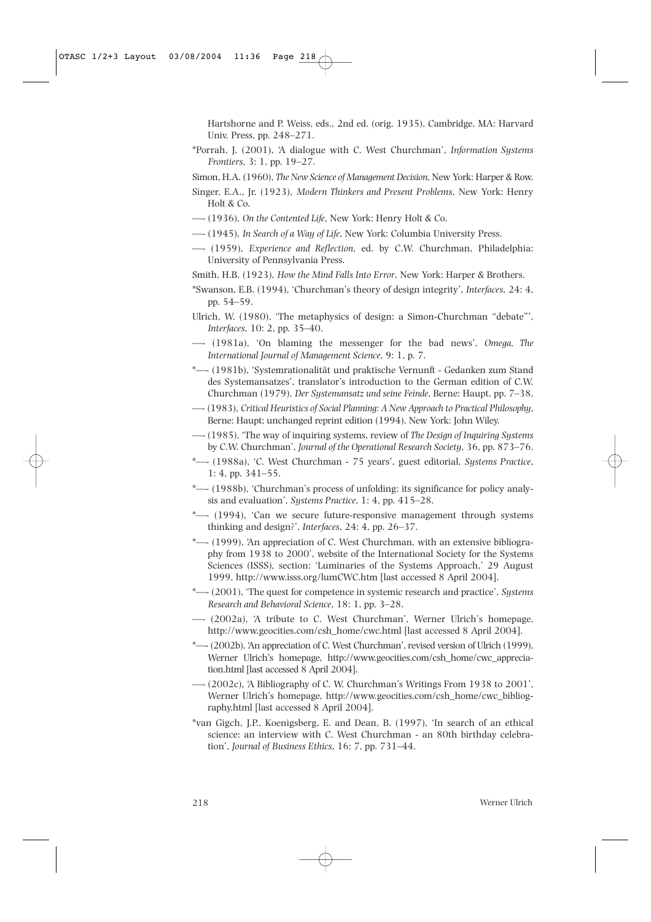Hartshorne and P. Weiss, eds., 2nd ed. (orig. 1935), Cambridge, MA: Harvard Univ. Press, pp. 248–271.

*Porrah, J. (2001), 'A dialogue with C. West Churchman', *Information Systems Frontiers*, 3: 1, pp. 19–27.

Simon, H.A. (1960), *The New Science of Management Decision*, New York: Harper & Row.

Singer, E.A., Jr. (1923), *Modern Thinkers and Present Problems*, New York: Henry Holt & Co.

—- (1936), *On the Contented Life*, New York: Henry Holt & Co.

—- (1945), *In Search of a Way of Life*, New York: Columbia University Press.

—- (1959), *Experience and Reflection*, ed. by C.W. Churchman, Philadelphia: University of Pennsylvania Press.

Smith, H.B. (1923), *How the Mind Falls Into Error*, New York: Harper & Brothers.

*Swanson, E.B. (1994), 'Churchman's theory of design integrity', *Interfaces*, 24: 4, pp. 54–59.

Ulrich, W. (1980), 'The metaphysics of design: a Simon-Churchman "debate"', *Interfaces*, 10: 2, pp. 35–40.

—- (1981a), 'On blaming the messenger for the bad news', *Omega, The International Journal of Management Science*, 9: 1, p. 7.

*—- (1981b), 'Systemrationalität und praktische Vernunft - Gedanken zum Stand des Systemansatzes', translator's introduction to the German edition of C.W. Churchman (1979), *Der Systemansatz und seine Feinde*, Berne: Haupt, pp. 7–38.

—- (1983), *Critical Heuristics of Social Planning: A New Approach to Practical Philosophy*, Berne: Haupt; unchanged reprint edition (1994), New York: John Wiley.

—- (1985), 'The way of inquiring systems, review of *The Design of Inquiring Systems* by C.W. Churchman', *Journal of the Operational Research Society*, 36, pp. 873–76.

*—- (1988a), 'C. West Churchman - 75 years', guest editorial, *Systems Practice*, 1: 4, pp. 341–55.

*—- (1988b), 'Churchman's process of unfolding: its significance for policy analysis and evaluation', *Systems Practice*, 1: 4, pp. 415–28.

*—- (1994), 'Can we secure future-responsive management through systems thinking and design?', *Interfaces*, 24: 4, pp. 26–37.

*—- (1999), 'An appreciation of C. West Churchman, with an extensive bibliography from 1938 to 2000', website of the International Society for the Systems Sciences (ISSS), section: 'Luminaries of the Systems Approach,' 29 August 1999, http://www.isss.org/lumCWC.htm [last accessed 8 April 2004].

*—- (2001), 'The quest for competence in systemic research and practice', *Systems Research and Behavioral Science*, 18: 1, pp. 3–28.

—- (2002a), 'A tribute to C. West Churchman', Werner Ulrich's homepage, http://www.geocities.com/csh_home/cwc.html [last accessed 8 April 2004].

*—- (2002b), 'An appreciation of C. West Churchman', revised version of Ulrich (1999), Werner Ulrich's homepage, http://www.geocities.com/csh_home/cwc_appreciation.html [last accessed 8 April 2004].

—- (2002c), 'A Bibliography of C. W. Churchman's Writings From 1938 to 2001', Werner Ulrich's homepage, http://www.geocities.com/csh_home/cwc_bibliography.html [last accessed 8 April 2004].

*van Gigch, J.P., Koenigsberg, E. and Dean, B. (1997), 'In search of an ethical science: an interview with C. West Churchman - an 80th birthday celebration', *Journal of Business Ethics*, 16: 7, pp. 731–44.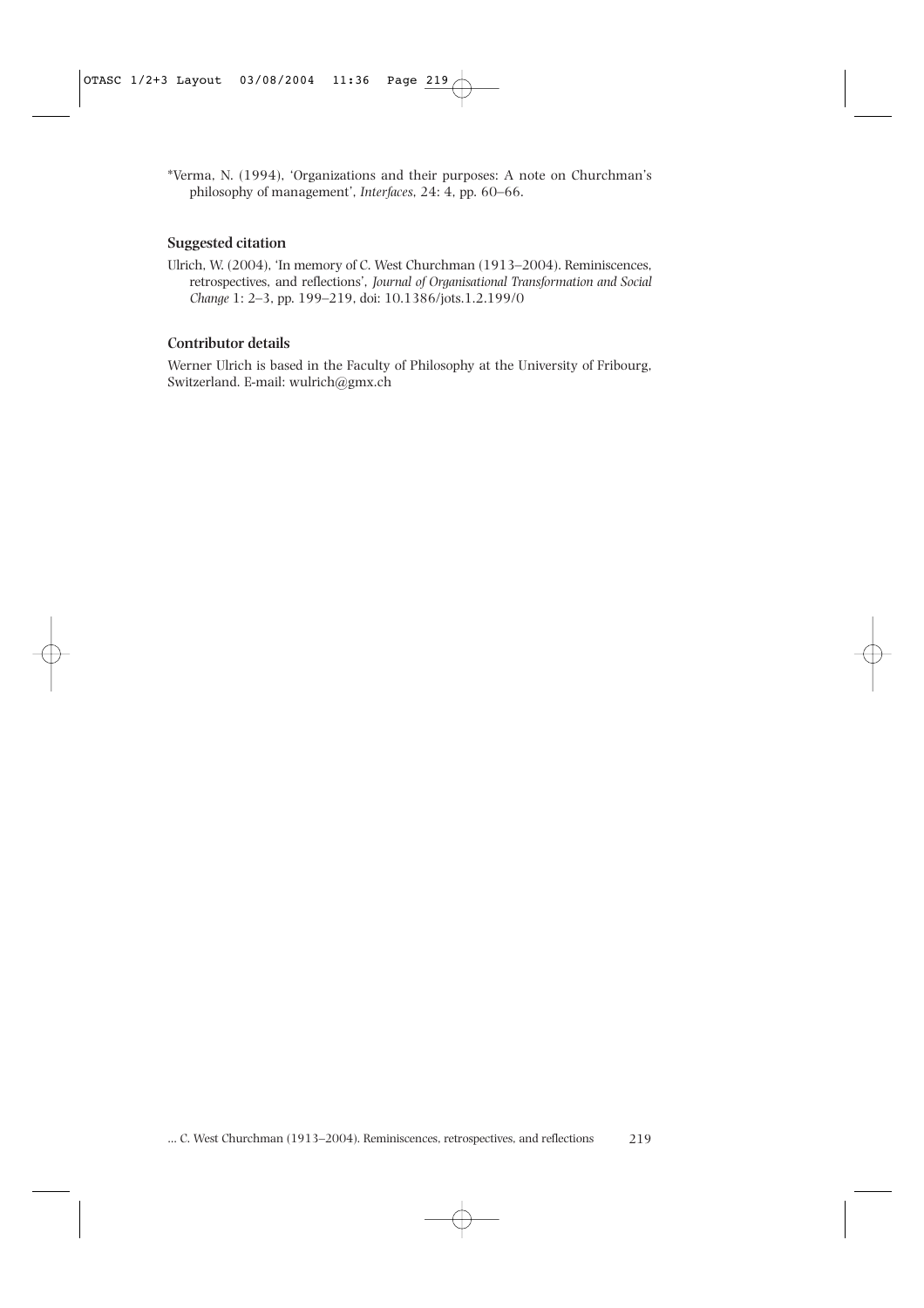*Verma, N. (1994), 'Organizations and their purposes: A note on Churchman's philosophy of management', *Interfaces*, 24: 4, pp. 60–66.

### Suggested citation

Ulrich, W. (2004), 'In memory of C. West Churchman (1913–2004). Reminiscences, retrospectives, and reflections', *Journal of Organisational Transformation and Social Change* 1: 2–3, pp. 199–219, doi: 10.1386/jots.1.2.199/0

### Contributor details

Werner Ulrich is based in the Faculty of Philosophy at the University of Fribourg, Switzerland. E-mail: wulrich@gmx.ch